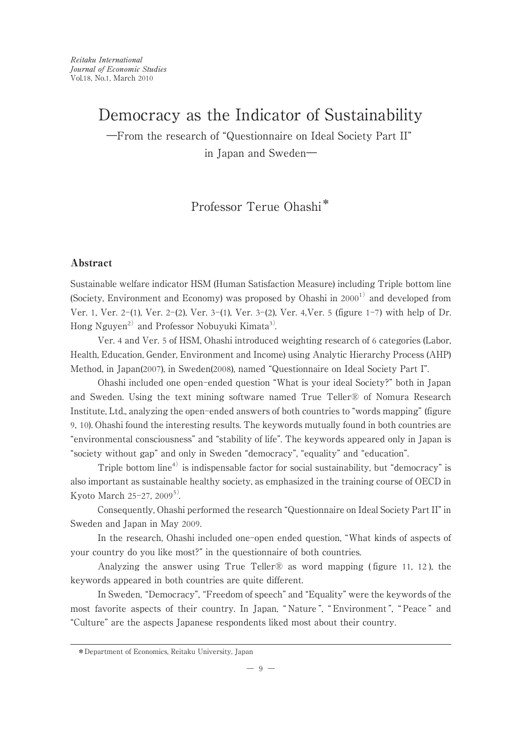*Reitaku International*
*Journal of Economic Studies*
Vol.18, No.1, March 2010

# Democracy as the Indicator of Sustainability

## —From the research of "Questionnaire on Ideal Society Part II" in Japan and Sweden—

Professor Terue Ohashi*

### Abstract

Sustainable welfare indicator HSM (Human Satisfaction Measure) including Triple bottom line (Society, Environment and Economy) was proposed by Ohashi in 2000[1] and developed from Ver. 1, Ver. 2-(1), Ver. 2-(2), Ver. 3-(1), Ver. 3-(2), Ver. 4,Ver. 5 (figure 1-7) with help of Dr. Hong Nguyen[2] and Professor Nobuyuki Kimata[3].

Ver. 4 and Ver. 5 of HSM, Ohashi introduced weighting research of 6 categories (Labor, Health, Education, Gender, Environment and Income) using Analytic Hierarchy Process (AHP) Method, in Japan(2007), in Sweden(2008), named "Questionnaire on Ideal Society Part I".

Ohashi included one open-ended question "What is your ideal Society?" both in Japan and Sweden. Using the text mining software named True Teller® of Nomura Research Institute, Ltd., analyzing the open-ended answers of both countries to "words mapping" (figure 9, 10). Ohashi found the interesting results. The keywords mutually found in both countries are "environmental consciousness" and "stability of life". The keywords appeared only in Japan is "society without gap" and only in Sweden "democracy", "equality" and "education".

Triple bottom line[4] is indispensable factor for social sustainability, but "democracy" is also important as sustainable healthy society, as emphasized in the training course of OECD in Kyoto March 25-27, 2009[5].

Consequently, Ohashi performed the research "Questionnaire on Ideal Society Part II" in Sweden and Japan in May 2009.

In the research, Ohashi included one-open ended question, "What kinds of aspects of your country do you like most?" in the questionnaire of both countries.

Analyzing the answer using True Teller® as word mapping (figure 11, 12), the keywords appeared in both countries are quite different.

In Sweden, "Democracy", "Freedom of speech" and "Equality" were the keywords of the most favorite aspects of their country. In Japan, "Nature", "Environment", "Peace" and "Culture" are the aspects Japanese respondents liked most about their country.

---

*Department of Economics, Reitaku University, Japan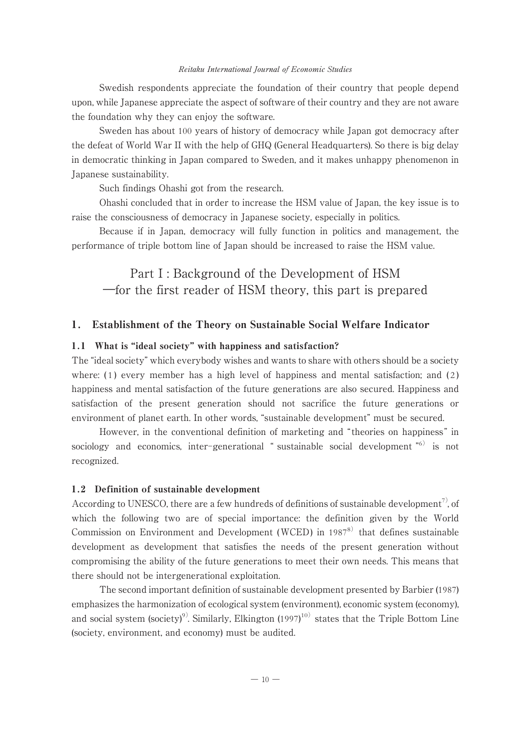Swedish respondents appreciate the foundation of their country that people depend upon, while Japanese appreciate the aspect of software of their country and they are not aware the foundation why they can enjoy the software.

Sweden has about 100 years of history of democracy while Japan got democracy after the defeat of World War II with the help of GHQ (General Headquarters). So there is big delay in democratic thinking in Japan compared to Sweden, and it makes unhappy phenomenon in Japanese sustainability.

Such findings Ohashi got from the research.

Ohashi concluded that in order to increase the HSM value of Japan, the key issue is to raise the consciousness of democracy in Japanese society, especially in politics.

Because if in Japan, democracy will fully function in politics and management, the performance of triple bottom line of Japan should be increased to raise the HSM value.

# Part I : Background of the Development of HSM —for the first reader of HSM theory, this part is prepared

## 1. Establishment of the Theory on Sustainable Social Welfare Indicator

### 1.1 What is "ideal society" with happiness and satisfaction?

The "ideal society" which everybody wishes and wants to share with others should be a society where: (1) every member has a high level of happiness and mental satisfaction; and (2) happiness and mental satisfaction of the future generations are also secured. Happiness and satisfaction of the present generation should not sacrifice the future generations or environment of planet earth. In other words, "sustainable development" must be secured.

However, in the conventional definition of marketing and "theories on happiness" in sociology and economics, inter-generational "sustainable social development"[6] is not recognized.

### 1.2 Definition of sustainable development

According to UNESCO, there are a few hundreds of definitions of sustainable development[7], of which the following two are of special importance: the definition given by the World Commission on Environment and Development (WCED) in 1987[8] that defines sustainable development as development that satisfies the needs of the present generation without compromising the ability of the future generations to meet their own needs. This means that there should not be intergenerational exploitation.

The second important definition of sustainable development presented by Barbier (1987) emphasizes the harmonization of ecological system (environment), economic system (economy), and social system (society)[9]. Similarly, Elkington (1997)[10] states that the Triple Bottom Line (society, environment, and economy) must be audited.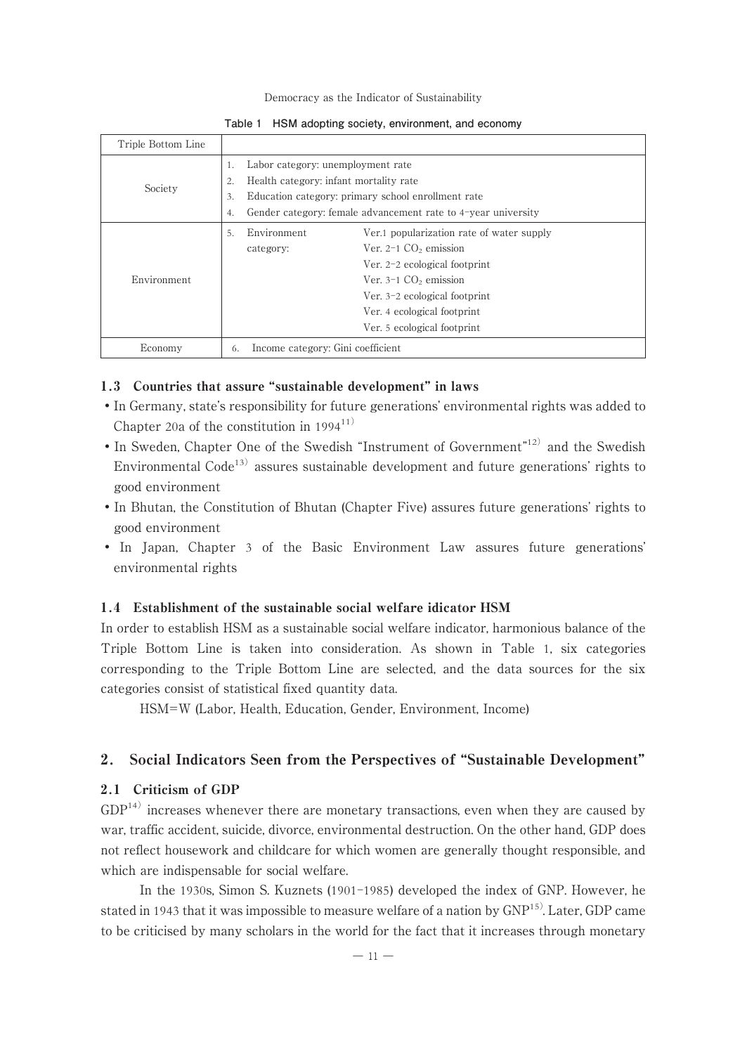**Table 1 HSM adopting society, environment, and economy**

| Triple Bottom Line | | |
|---|---|---|
| Society | 1. Labor category: unemployment rate<br>2. Health category: infant mortality rate<br>3. Education category: primary school enrollment rate<br>4. Gender category: female advancement rate to 4-year university | |
| Environment | 5. Environment category: | Ver.1 popularization rate of water supply<br>Ver. 2-1 $CO_2$ emission<br>Ver. 2-2 ecological footprint<br>Ver. 3-1 $CO_2$ emission<br>Ver. 3-2 ecological footprint<br>Ver. 4 ecological footprint<br>Ver. 5 ecological footprint |
| Economy | 6. Income category: Gini coefficient | |

### 1.3 Countries that assure "sustainable development" in laws

- In Germany, state's responsibility for future generations' environmental rights was added to Chapter 20a of the constitution in 1994[11]
- In Sweden, Chapter One of the Swedish "Instrument of Government"[12] and the Swedish Environmental Code[13] assures sustainable development and future generations' rights to good environment
- In Bhutan, the Constitution of Bhutan (Chapter Five) assures future generations' rights to good environment
- In Japan, Chapter 3 of the Basic Environment Law assures future generations' environmental rights

### 1.4 Establishment of the sustainable social welfare idicator HSM

In order to establish HSM as a sustainable social welfare indicator, harmonious balance of the Triple Bottom Line is taken into consideration. As shown in Table 1, six categories corresponding to the Triple Bottom Line are selected, and the data sources for the six categories consist of statistical fixed quantity data.

HSM=W (Labor, Health, Education, Gender, Environment, Income)

## 2. Social Indicators Seen from the Perspectives of "Sustainable Development"

### 2.1 Criticism of GDP

GDP[14] increases whenever there are monetary transactions, even when they are caused by war, traffic accident, suicide, divorce, environmental destruction. On the other hand, GDP does not reflect housework and childcare for which women are generally thought responsible, and which are indispensable for social welfare.

In the 1930s, Simon S. Kuznets (1901-1985) developed the index of GNP. However, he stated in 1943 that it was impossible to measure welfare of a nation by GNP[15]. Later, GDP came to be criticised by many scholars in the world for the fact that it increases through monetary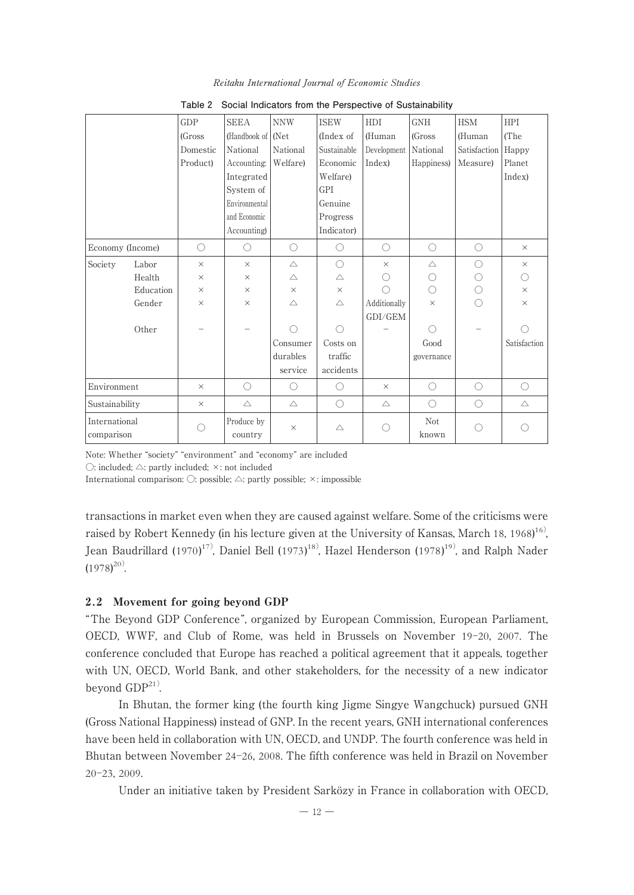**Table 2 Social Indicators from the Perspective of Sustainability**

| | | GDP (Gross Domestic Product) | SEEA (Handbook of National Accounting: Integrated System of Environmental and Economic Accounting) | NNW (Net National Welfare) | ISEW (Index of Sustainable Economic Welfare) GPI Genuine Progress Indicator) | HDI (Human Development Index) | GNH (Gross National Happiness) | HSM (Human Satisfaction Measure) | HPI (The Happy Planet Index) |
|---|---|---|---|---|---|---|---|---|---|
| Economy (Income) | | ○ | ○ | ○ | ○ | ○ | ○ | ○ | × |
| Society | Labor | × | × | △ | ○ | × | △ | ○ | × |
| | Health | × | × | △ | △ | ○ | ○ | ○ | ○ |
| | Education | × | × | × | × | ○ | ○ | ○ | × |
| | Gender | × | × | △ | △ | Additionally GDI/GEM | × | ○ | × |
| | Other | − | − | ○ Consumer durables service | ○ Costs on traffic accidents | − | ○ Good governance | − | ○ Satisfaction |
| Environment | | × | ○ | ○ | ○ | × | ○ | ○ | ○ |
| Sustainability | | × | △ | △ | ○ | △ | ○ | ○ | △ |
| International comparison | | ○ | Produce by country | × | △ | ○ | Not known | ○ | ○ |

Note: Whether "society" "environment" and "economy" are included
○: included; △: partly included; ×: not included
International comparison: ○: possible; △: partly possible; ×: impossible

transactions in market even when they are caused against welfare. Some of the criticisms were raised by Robert Kennedy (in his lecture given at the University of Kansas, March 18, 1968)[16], Jean Baudrillard (1970)[17], Daniel Bell (1973)[18], Hazel Henderson (1978)[19], and Ralph Nader (1978)[20].

### 2.2 Movement for going beyond GDP

"The Beyond GDP Conference", organized by European Commission, European Parliament, OECD, WWF, and Club of Rome, was held in Brussels on November 19-20, 2007. The conference concluded that Europe has reached a political agreement that it appeals, together with UN, OECD, World Bank, and other stakeholders, for the necessity of a new indicator beyond GDP[21].

In Bhutan, the former king (the fourth king Jigme Singye Wangchuck) pursued GNH (Gross National Happiness) instead of GNP. In the recent years, GNH international conferences have been held in collaboration with UN, OECD, and UNDP. The fourth conference was held in Bhutan between November 24-26, 2008. The fifth conference was held in Brazil on November 20-23, 2009.

Under an initiative taken by President Sarközy in France in collaboration with OECD,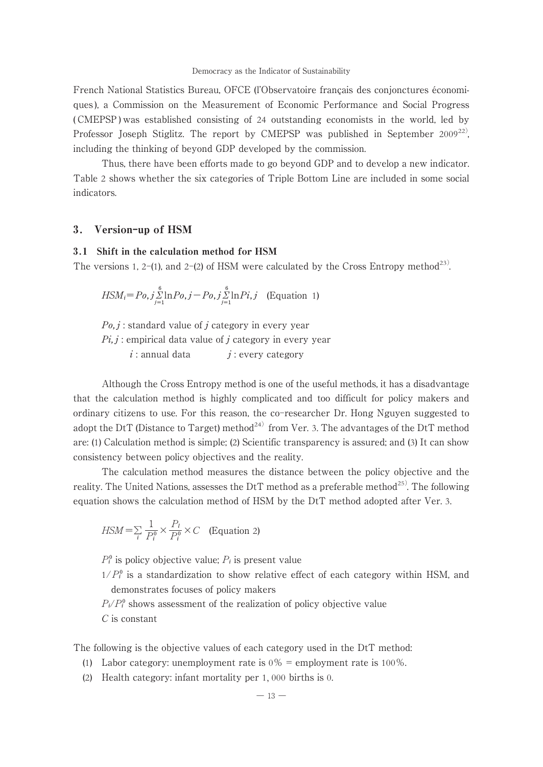French National Statistics Bureau, OFCE (l'Observatoire français des conjonctures économiques), a Commission on the Measurement of Economic Performance and Social Progress (CMEPSP) was established consisting of 24 outstanding economists in the world, led by Professor Joseph Stiglitz. The report by CMEPSP was published in September 2009[22], including the thinking of beyond GDP developed by the commission.

Thus, there have been efforts made to go beyond GDP and to develop a new indicator. Table 2 shows whether the six categories of Triple Bottom Line are included in some social indicators.

## 3. Version-up of HSM

### 3.1 Shift in the calculation method for HSM

The versions 1, 2-(1), and 2-(2) of HSM were calculated by the Cross Entropy method[23].

$$HSM_i = Po,j\sum_{j=1}^{6}\ln Po,j - Po,j\sum_{j=1}^{6}\ln Pi,j \quad \text{(Equation 1)}$$

$Po,j$ : standard value of $j$ category in every year

$Pi,j$ : empirical data value of $j$ category in every year

$i$ : annual data $j$ : every category

Although the Cross Entropy method is one of the useful methods, it has a disadvantage that the calculation method is highly complicated and too difficult for policy makers and ordinary citizens to use. For this reason, the co-researcher Dr. Hong Nguyen suggested to adopt the DtT (Distance to Target) method[24] from Ver. 3. The advantages of the DtT method are: (1) Calculation method is simple; (2) Scientific transparency is assured; and (3) It can show consistency between policy objectives and the reality.

The calculation method measures the distance between the policy objective and the reality. The United Nations, assesses the DtT method as a preferable method[25]. The following equation shows the calculation method of HSM by the DtT method adopted after Ver. 3.

$$HSM = \sum_i \frac{1}{P_i^0} \times \frac{P_i}{P_i^0} \times C \quad \text{(Equation 2)}$$

$P_i^0$ is policy objective value; $P_i$ is present value

$1/P_i^0$ is a standardization to show relative effect of each category within HSM, and demonstrates focuses of policy makers

$P_i/P_i^0$ shows assessment of the realization of policy objective value

$C$ is constant

The following is the objective values of each category used in the DtT method:

(1) Labor category: unemployment rate is 0% = employment rate is 100%.

(2) Health category: infant mortality per 1,000 births is 0.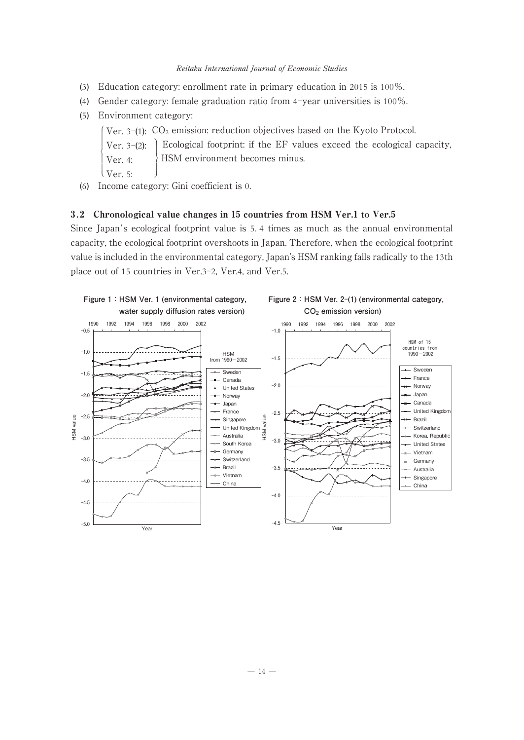(3) Education category: enrollment rate in primary education in 2015 is 100%.

(4) Gender category: female graduation ratio from 4-year universities is 100%.

(5) Environment category:

- Ver. 3-(1): $CO_2$ emission: reduction objectives based on the Kyoto Protocol.
- Ver. 3-(2), Ver. 4, Ver. 5: Ecological footprint: if the EF values exceed the ecological capacity, HSM environment becomes minus.

(6) Income category: Gini coefficient is 0.

### 3.2 Chronological value changes in 15 countries from HSM Ver.1 to Ver.5

Since Japan's ecological footprint value is 5.4 times as much as the annual environmental capacity, the ecological footprint overshoots in Japan. Therefore, when the ecological footprint value is included in the environmental category, Japan's HSM ranking falls radically to the 13th place out of 15 countries in Ver.3-2, Ver.4, and Ver.5.

**Figure 1 : HSM Ver. 1 (environmental category, water supply diffusion rates version)**

**Figure 2 : HSM Ver. 2-(1) (environmental category, $CO_2$ emission version)**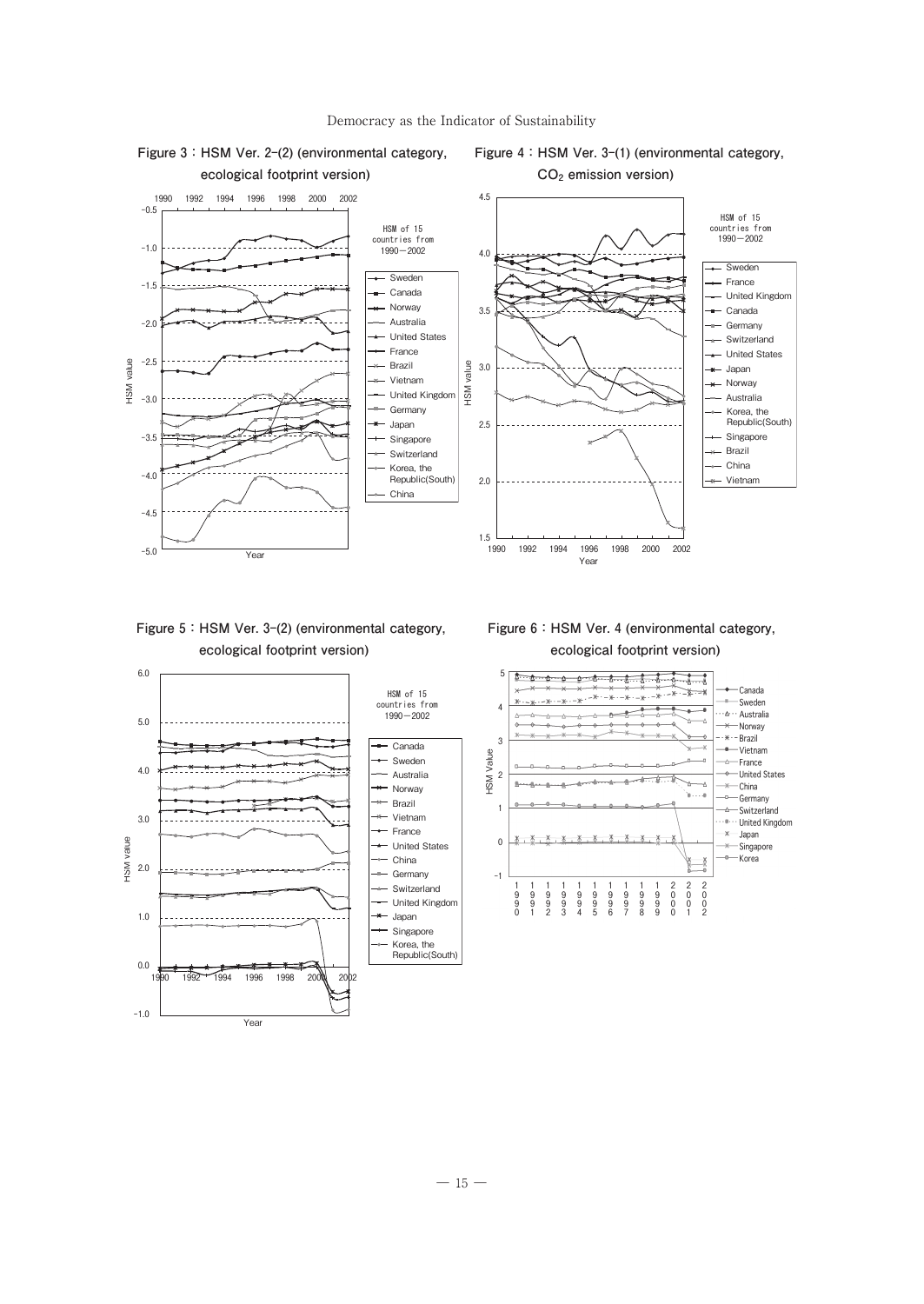**Figure 3：HSM Ver. 2-(2) (environmental category, ecological footprint version)**

**Figure 4：HSM Ver. 3-(1) (environmental category, $CO_2$ emission version)**

**Figure 5：HSM Ver. 3-(2) (environmental category, ecological footprint version)**

**Figure 6：HSM Ver. 4 (environmental category, ecological footprint version)**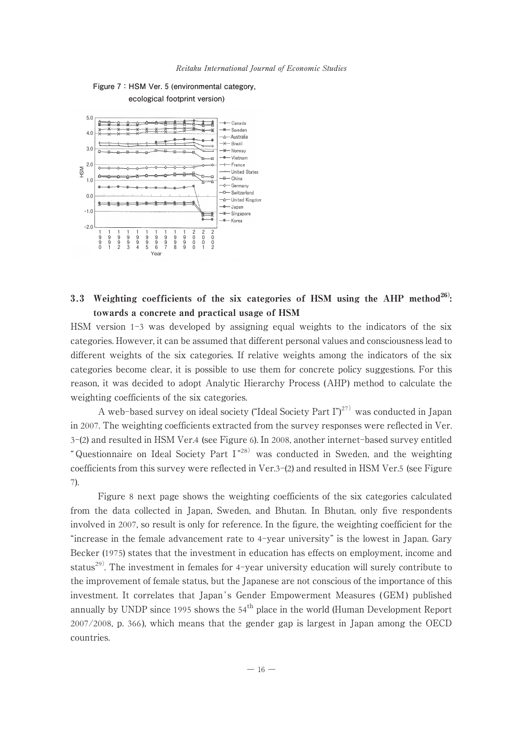Figure 7 : HSM Ver. 5 (environmental category, ecological footprint version)

### 3.3 Weighting coefficients of the six categories of HSM using the AHP method[26]: towards a concrete and practical usage of HSM

HSM version 1-3 was developed by assigning equal weights to the indicators of the six categories. However, it can be assumed that different personal values and consciousness lead to different weights of the six categories. If relative weights among the indicators of the six categories become clear, it is possible to use them for concrete policy suggestions. For this reason, it was decided to adopt Analytic Hierarchy Process (AHP) method to calculate the weighting coefficients of the six categories.

A web-based survey on ideal society ("Ideal Society Part I")[27] was conducted in Japan in 2007. The weighting coefficients extracted from the survey responses were reflected in Ver. 3-(2) and resulted in HSM Ver.4 (see Figure 6). In 2008, another internet-based survey entitled "Questionnaire on Ideal Society Part I"[28] was conducted in Sweden, and the weighting coefficients from this survey were reflected in Ver.3-(2) and resulted in HSM Ver.5 (see Figure 7).

Figure 8 next page shows the weighting coefficients of the six categories calculated from the data collected in Japan, Sweden, and Bhutan. In Bhutan, only five respondents involved in 2007, so result is only for reference. In the figure, the weighting coefficient for the "increase in the female advancement rate to 4-year university" is the lowest in Japan. Gary Becker (1975) states that the investment in education has effects on employment, income and status[29]. The investment in females for 4-year university education will surely contribute to the improvement of female status, but the Japanese are not conscious of the importance of this investment. It correlates that Japan's Gender Empowerment Measures (GEM) published annually by UNDP since 1995 shows the 54th place in the world (Human Development Report 2007/2008, p. 366), which means that the gender gap is largest in Japan among the OECD countries.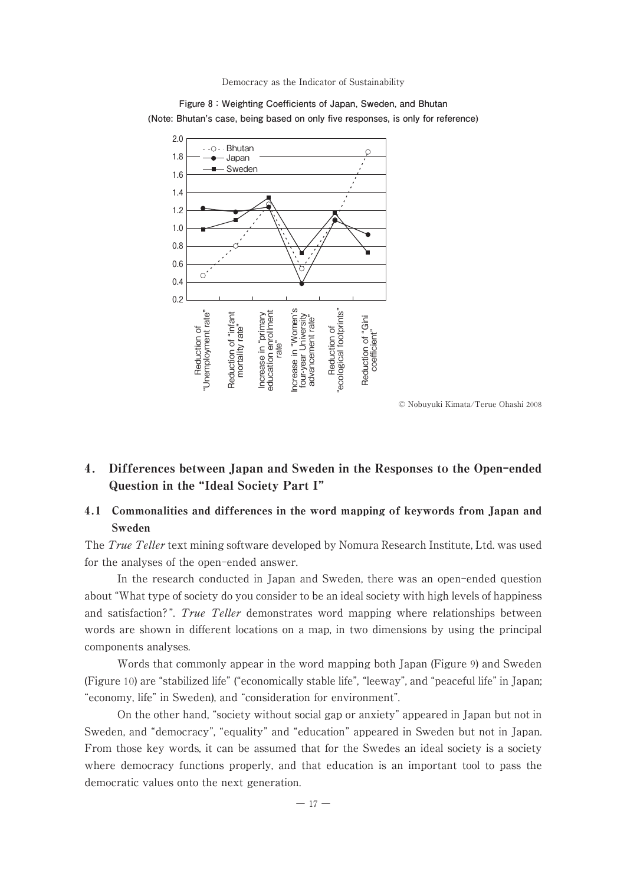Figure 8 : Weighting Coefficients of Japan, Sweden, and Bhutan
(Note: Bhutan's case, being based on only five responses, is only for reference)

© Nobuyuki Kimata/Terue Ohashi 2008

## 4. Differences between Japan and Sweden in the Responses to the Open-ended Question in the "Ideal Society Part I"

### 4.1 Commonalities and differences in the word mapping of keywords from Japan and Sweden

The *True Teller* text mining software developed by Nomura Research Institute, Ltd. was used for the analyses of the open-ended answer.

In the research conducted in Japan and Sweden, there was an open-ended question about "What type of society do you consider to be an ideal society with high levels of happiness and satisfaction?". *True Teller* demonstrates word mapping where relationships between words are shown in different locations on a map, in two dimensions by using the principal components analyses.

Words that commonly appear in the word mapping both Japan (Figure 9) and Sweden (Figure 10) are "stabilized life" ("economically stable life", "leeway", and "peaceful life" in Japan; "economy, life" in Sweden), and "consideration for environment".

On the other hand, "society without social gap or anxiety" appeared in Japan but not in Sweden, and "democracy", "equality" and "education" appeared in Sweden but not in Japan. From those key words, it can be assumed that for the Swedes an ideal society is a society where democracy functions properly, and that education is an important tool to pass the democratic values onto the next generation.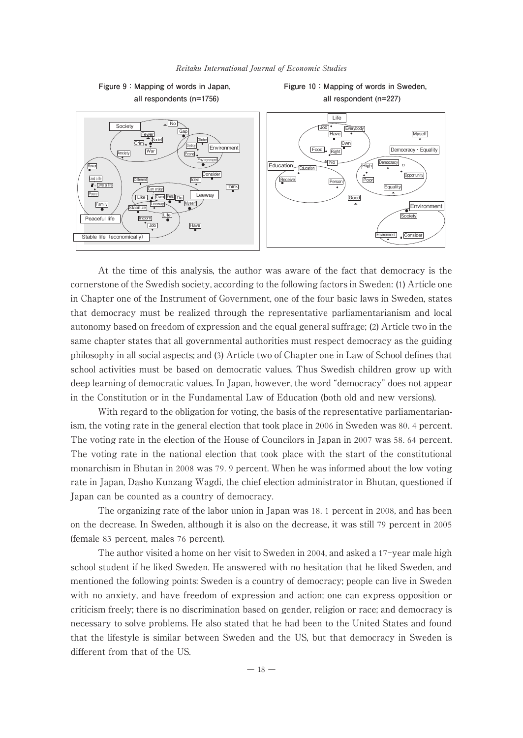**Figure 9 : Mapping of words in Japan, all respondents (n=1756)**

**Figure 10 : Mapping of words in Sweden, all respondent (n=227)**

At the time of this analysis, the author was aware of the fact that democracy is the cornerstone of the Swedish society, according to the following factors in Sweden: (1) Article one in Chapter one of the Instrument of Government, one of the four basic laws in Sweden, states that democracy must be realized through the representative parliamentarianism and local autonomy based on freedom of expression and the equal general suffrage; (2) Article two in the same chapter states that all governmental authorities must respect democracy as the guiding philosophy in all social aspects; and (3) Article two of Chapter one in Law of School defines that school activities must be based on democratic values. Thus Swedish children grow up with deep learning of democratic values. In Japan, however, the word "democracy" does not appear in the Constitution or in the Fundamental Law of Education (both old and new versions).

With regard to the obligation for voting, the basis of the representative parliamentarianism, the voting rate in the general election that took place in 2006 in Sweden was 80. 4 percent. The voting rate in the election of the House of Councilors in Japan in 2007 was 58. 64 percent. The voting rate in the national election that took place with the start of the constitutional monarchism in Bhutan in 2008 was 79. 9 percent. When he was informed about the low voting rate in Japan, Dasho Kunzang Wagdi, the chief election administrator in Bhutan, questioned if Japan can be counted as a country of democracy.

The organizing rate of the labor union in Japan was 18. 1 percent in 2008, and has been on the decrease. In Sweden, although it is also on the decrease, it was still 79 percent in 2005 (female 83 percent, males 76 percent).

The author visited a home on her visit to Sweden in 2004, and asked a 17-year male high school student if he liked Sweden. He answered with no hesitation that he liked Sweden, and mentioned the following points: Sweden is a country of democracy; people can live in Sweden with no anxiety, and have freedom of expression and action; one can express opposition or criticism freely; there is no discrimination based on gender, religion or race; and democracy is necessary to solve problems. He also stated that he had been to the United States and found that the lifestyle is similar between Sweden and the US, but that democracy in Sweden is different from that of the US.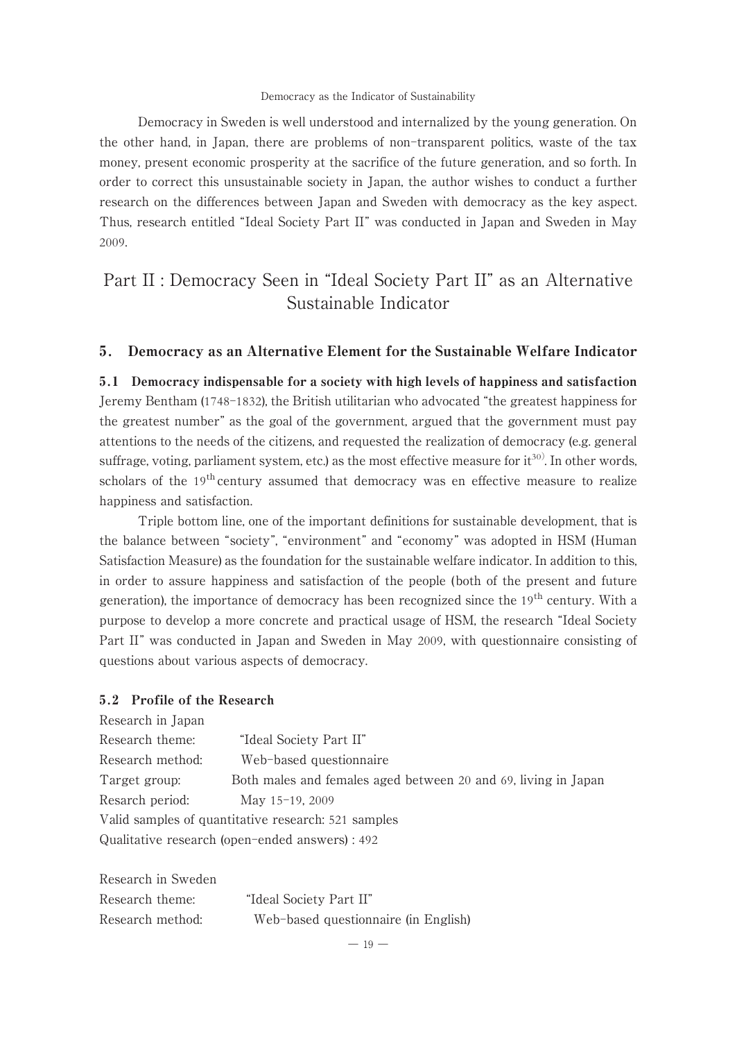Democracy in Sweden is well understood and internalized by the young generation. On the other hand, in Japan, there are problems of non-transparent politics, waste of the tax money, present economic prosperity at the sacrifice of the future generation, and so forth. In order to correct this unsustainable society in Japan, the author wishes to conduct a further research on the differences between Japan and Sweden with democracy as the key aspect. Thus, research entitled "Ideal Society Part II" was conducted in Japan and Sweden in May 2009.

# Part II : Democracy Seen in "Ideal Society Part II" as an Alternative Sustainable Indicator

## 5. Democracy as an Alternative Element for the Sustainable Welfare Indicator

### 5.1 Democracy indispensable for a society with high levels of happiness and satisfaction

Jeremy Bentham (1748-1832), the British utilitarian who advocated "the greatest happiness for the greatest number" as the goal of the government, argued that the government must pay attentions to the needs of the citizens, and requested the realization of democracy (e.g. general suffrage, voting, parliament system, etc.) as the most effective measure for it[30]. In other words, scholars of the 19th century assumed that democracy was en effective measure to realize happiness and satisfaction.

Triple bottom line, one of the important definitions for sustainable development, that is the balance between "society", "environment" and "economy" was adopted in HSM (Human Satisfaction Measure) as the foundation for the sustainable welfare indicator. In addition to this, in order to assure happiness and satisfaction of the people (both of the present and future generation), the importance of democracy has been recognized since the 19th century. With a purpose to develop a more concrete and practical usage of HSM, the research "Ideal Society Part II" was conducted in Japan and Sweden in May 2009, with questionnaire consisting of questions about various aspects of democracy.

### 5.2 Profile of the Research

Research in Japan
Research theme: "Ideal Society Part II"
Research method: Web-based questionnaire
Target group: Both males and females aged between 20 and 69, living in Japan
Resarch period: May 15-19, 2009
Valid samples of quantitative research: 521 samples
Qualitative research (open-ended answers) : 492

Research in Sweden
Research theme: "Ideal Society Part II"
Research method: Web-based questionnaire (in English)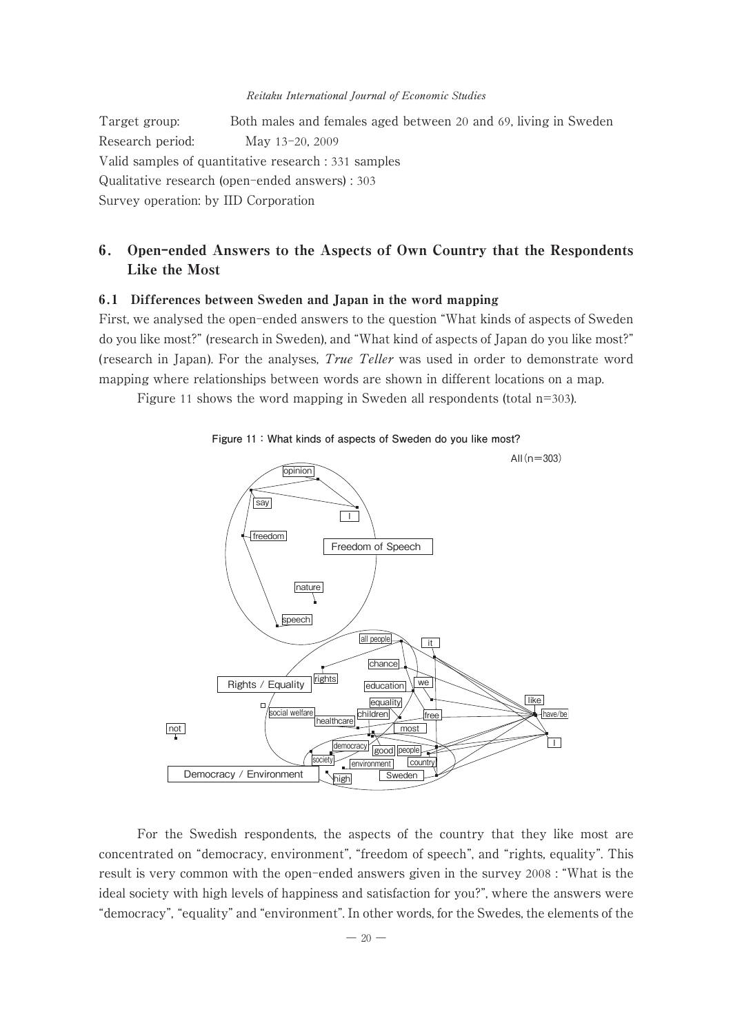Target group: Both males and females aged between 20 and 69, living in Sweden
Research period: May 13-20, 2009
Valid samples of quantitative research : 331 samples
Qualitative research (open-ended answers) : 303
Survey operation: by IID Corporation

## 6. Open-ended Answers to the Aspects of Own Country that the Respondents Like the Most

### 6.1 Differences between Sweden and Japan in the word mapping

First, we analysed the open-ended answers to the question "What kinds of aspects of Sweden do you like most?" (research in Sweden), and "What kind of aspects of Japan do you like most?" (research in Japan). For the analyses, *True Teller* was used in order to demonstrate word mapping where relationships between words are shown in different locations on a map.

Figure 11 shows the word mapping in Sweden all respondents (total n=303).

**Figure 11 : What kinds of aspects of Sweden do you like most?**

All (n=303)

For the Swedish respondents, the aspects of the country that they like most are concentrated on "democracy, environment", "freedom of speech", and "rights, equality". This result is very common with the open-ended answers given in the survey 2008 : "What is the ideal society with high levels of happiness and satisfaction for you?", where the answers were "democracy", "equality" and "environment". In other words, for the Swedes, the elements of the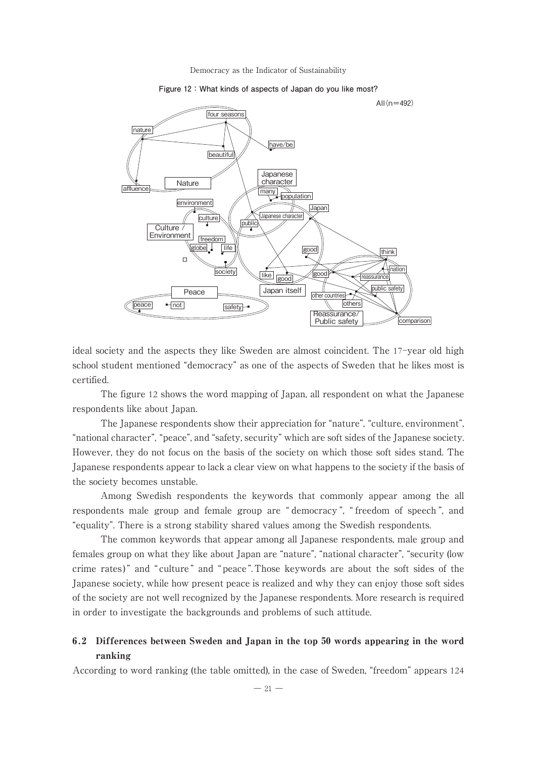**Figure 12: What kinds of aspects of Japan do you like most?**

ideal society and the aspects they like Sweden are almost coincident. The 17-year old high school student mentioned "democracy" as one of the aspects of Sweden that he likes most is certified.

The figure 12 shows the word mapping of Japan, all respondent on what the Japanese respondents like about Japan.

The Japanese respondents show their appreciation for "nature", "culture, environment", "national character", "peace", and "safety, security" which are soft sides of the Japanese society. However, they do not focus on the basis of the society on which those soft sides stand. The Japanese respondents appear to lack a clear view on what happens to the society if the basis of the society becomes unstable.

Among Swedish respondents the keywords that commonly appear among the all respondents male group and female group are "democracy", "freedom of speech", and "equality". There is a strong stability shared values among the Swedish respondents.

The common keywords that appear among all Japanese respondents, male group and females group on what they like about Japan are "nature", "national character", "security (low crime rates)" and "culture" and "peace". Those keywords are about the soft sides of the Japanese society, while how present peace is realized and why they can enjoy those soft sides of the society are not well recognized by the Japanese respondents. More research is required in order to investigate the backgrounds and problems of such attitude.

## 6.2 Differences between Sweden and Japan in the top 50 words appearing in the word ranking

According to word ranking (the table omitted), in the case of Sweden, "freedom" appears 124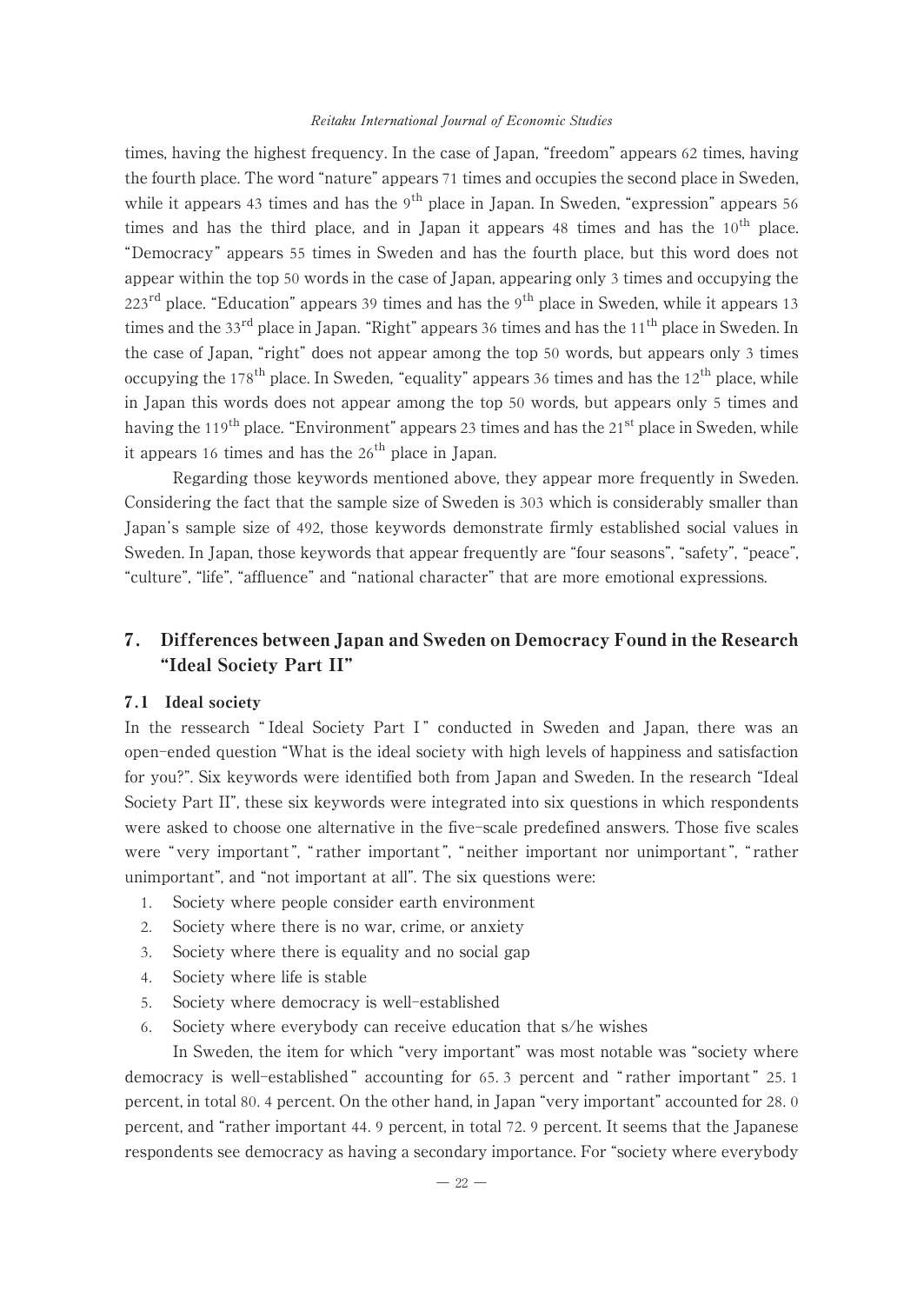times, having the highest frequency. In the case of Japan, "freedom" appears 62 times, having the fourth place. The word "nature" appears 71 times and occupies the second place in Sweden, while it appears 43 times and has the 9th place in Japan. In Sweden, "expression" appears 56 times and has the third place, and in Japan it appears 48 times and has the 10th place. "Democracy" appears 55 times in Sweden and has the fourth place, but this word does not appear within the top 50 words in the case of Japan, appearing only 3 times and occupying the 223rd place. "Education" appears 39 times and has the 9th place in Sweden, while it appears 13 times and the 33rd place in Japan. "Right" appears 36 times and has the 11th place in Sweden. In the case of Japan, "right" does not appear among the top 50 words, but appears only 3 times occupying the 178th place. In Sweden, "equality" appears 36 times and has the 12th place, while in Japan this words does not appear among the top 50 words, but appears only 5 times and having the 119th place. "Environment" appears 23 times and has the 21st place in Sweden, while it appears 16 times and has the 26th place in Japan.

Regarding those keywords mentioned above, they appear more frequently in Sweden. Considering the fact that the sample size of Sweden is 303 which is considerably smaller than Japan's sample size of 492, those keywords demonstrate firmly established social values in Sweden. In Japan, those keywords that appear frequently are "four seasons", "safety", "peace", "culture", "life", "affluence" and "national character" that are more emotional expressions.

## 7. Differences between Japan and Sweden on Democracy Found in the Research "Ideal Society Part II"

### 7.1 Ideal society

In the ressearch "Ideal Society Part I" conducted in Sweden and Japan, there was an open-ended question "What is the ideal society with high levels of happiness and satisfaction for you?". Six keywords were identified both from Japan and Sweden. In the research "Ideal Society Part II", these six keywords were integrated into six questions in which respondents were asked to choose one alternative in the five-scale predefined answers. Those five scales were "very important", "rather important", "neither important nor unimportant", "rather unimportant", and "not important at all". The six questions were:

1. Society where people consider earth environment
2. Society where there is no war, crime, or anxiety
3. Society where there is equality and no social gap
4. Society where life is stable
5. Society where democracy is well-established
6. Society where everybody can receive education that s/he wishes

In Sweden, the item for which "very important" was most notable was "society where democracy is well-established" accounting for 65.3 percent and "rather important" 25.1 percent, in total 80.4 percent. On the other hand, in Japan "very important" accounted for 28.0 percent, and "rather important 44.9 percent, in total 72.9 percent. It seems that the Japanese respondents see democracy as having a secondary importance. For "society where everybody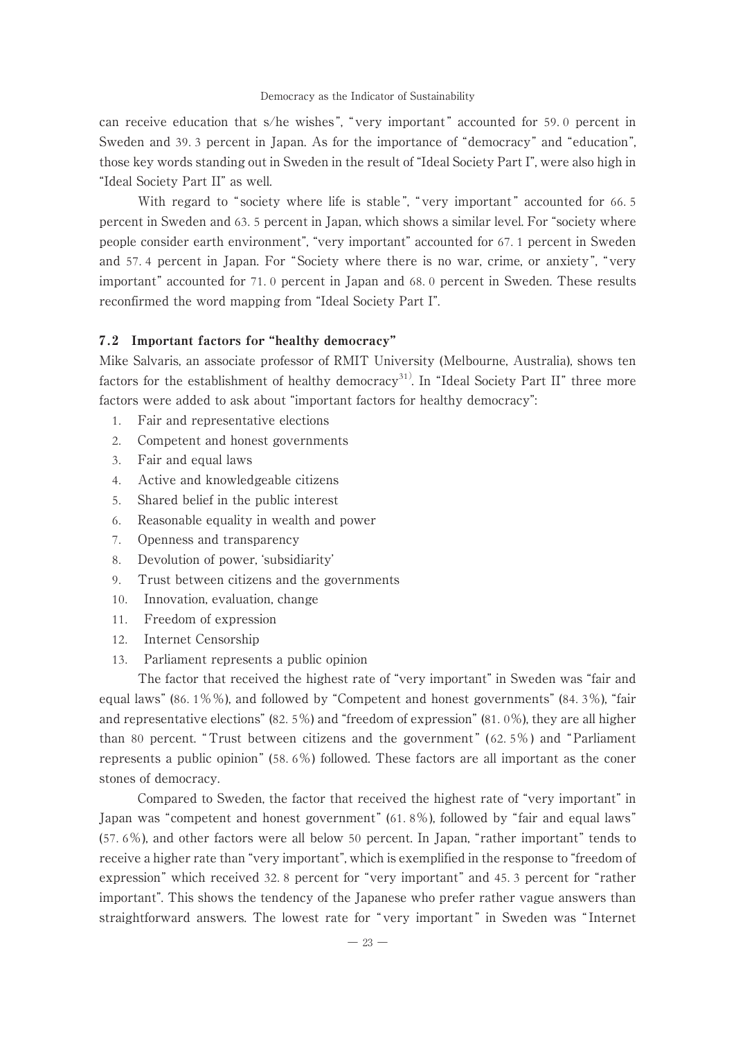can receive education that s/he wishes", "very important" accounted for 59.0 percent in Sweden and 39.3 percent in Japan. As for the importance of "democracy" and "education", those key words standing out in Sweden in the result of "Ideal Society Part I", were also high in "Ideal Society Part II" as well.

With regard to "society where life is stable", "very important" accounted for 66.5 percent in Sweden and 63.5 percent in Japan, which shows a similar level. For "society where people consider earth environment", "very important" accounted for 67.1 percent in Sweden and 57.4 percent in Japan. For "Society where there is no war, crime, or anxiety", "very important" accounted for 71.0 percent in Japan and 68.0 percent in Sweden. These results reconfirmed the word mapping from "Ideal Society Part I".

### 7.2 Important factors for "healthy democracy"

Mike Salvaris, an associate professor of RMIT University (Melbourne, Australia), shows ten factors for the establishment of healthy democracy[31]. In "Ideal Society Part II" three more factors were added to ask about "important factors for healthy democracy":

1. Fair and representative elections
2. Competent and honest governments
3. Fair and equal laws
4. Active and knowledgeable citizens
5. Shared belief in the public interest
6. Reasonable equality in wealth and power
7. Openness and transparency
8. Devolution of power, 'subsidiarity'
9. Trust between citizens and the governments
10. Innovation, evaluation, change
11. Freedom of expression
12. Internet Censorship
13. Parliament represents a public opinion

The factor that received the highest rate of "very important" in Sweden was "fair and equal laws" (86.1%%), and followed by "Competent and honest governments" (84.3%), "fair and representative elections" (82.5%) and "freedom of expression" (81.0%), they are all higher than 80 percent. "Trust between citizens and the government" (62.5%) and "Parliament represents a public opinion" (58.6%) followed. These factors are all important as the coner stones of democracy.

Compared to Sweden, the factor that received the highest rate of "very important" in Japan was "competent and honest government" (61.8%), followed by "fair and equal laws" (57.6%), and other factors were all below 50 percent. In Japan, "rather important" tends to receive a higher rate than "very important", which is exemplified in the response to "freedom of expression" which received 32.8 percent for "very important" and 45.3 percent for "rather important". This shows the tendency of the Japanese who prefer rather vague answers than straightforward answers. The lowest rate for "very important" in Sweden was "Internet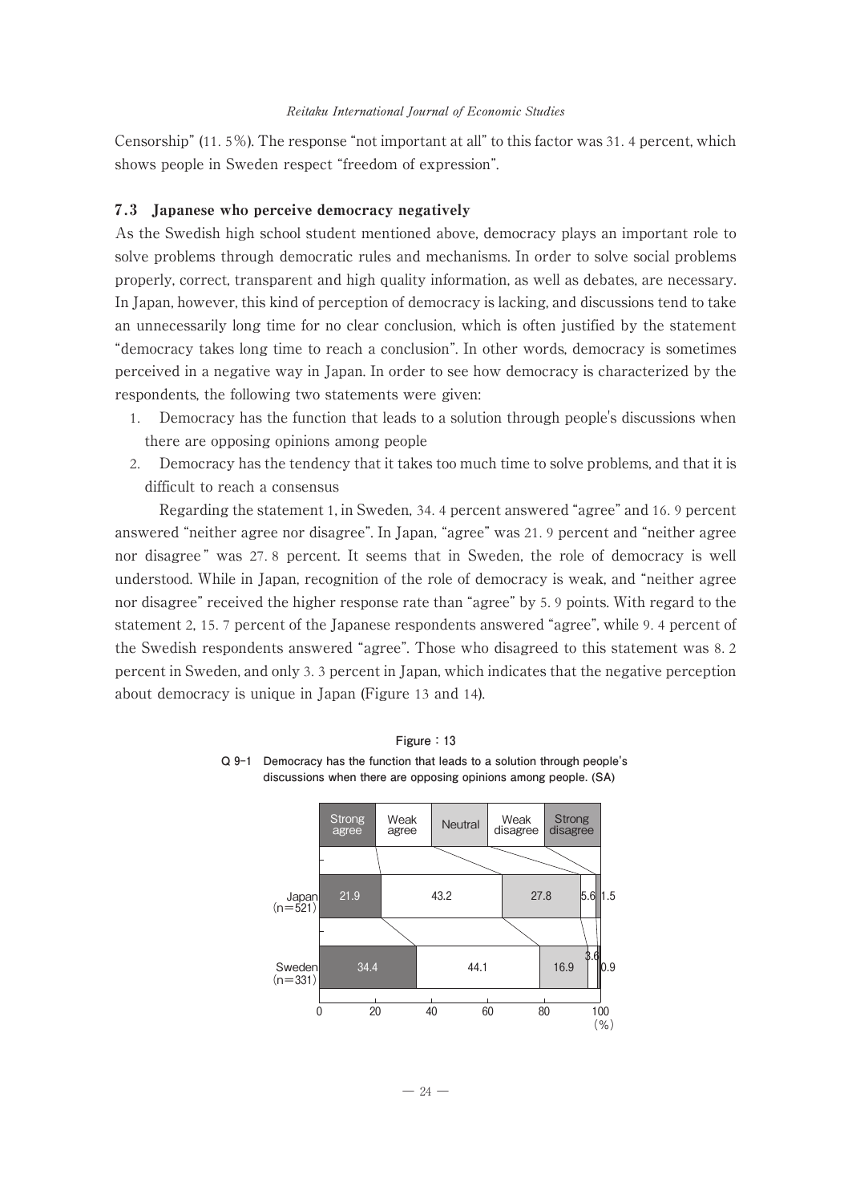Censorship" (11. 5%). The response "not important at all" to this factor was 31. 4 percent, which shows people in Sweden respect "freedom of expression".

### 7.3 Japanese who perceive democracy negatively

As the Swedish high school student mentioned above, democracy plays an important role to solve problems through democratic rules and mechanisms. In order to solve social problems properly, correct, transparent and high quality information, as well as debates, are necessary. In Japan, however, this kind of perception of democracy is lacking, and discussions tend to take an unnecessarily long time for no clear conclusion, which is often justified by the statement "democracy takes long time to reach a conclusion". In other words, democracy is sometimes perceived in a negative way in Japan. In order to see how democracy is characterized by the respondents, the following two statements were given:

1. Democracy has the function that leads to a solution through people's discussions when there are opposing opinions among people
2. Democracy has the tendency that it takes too much time to solve problems, and that it is difficult to reach a consensus

Regarding the statement 1, in Sweden, 34. 4 percent answered "agree" and 16. 9 percent answered "neither agree nor disagree". In Japan, "agree" was 21. 9 percent and "neither agree nor disagree" was 27. 8 percent. It seems that in Sweden, the role of democracy is well understood. While in Japan, recognition of the role of democracy is weak, and "neither agree nor disagree" received the higher response rate than "agree" by 5. 9 points. With regard to the statement 2, 15. 7 percent of the Japanese respondents answered "agree", while 9. 4 percent of the Swedish respondents answered "agree". Those who disagreed to this statement was 8. 2 percent in Sweden, and only 3. 3 percent in Japan, which indicates that the negative perception about democracy is unique in Japan (Figure 13 and 14).

**Figure : 13**

**Q 9-1 Democracy has the function that leads to a solution through people's discussions when there are opposing opinions among people. (SA)**

| | Strong agree | Weak agree | Neutral | Weak disagree | Strong disagree |
|---|---|---|---|---|---|
| Japan (n=521) | 21.9 | 43.2 | 27.8 | 5.6 | 1.5 |
| Sweden (n=331) | 34.4 | 44.1 | 16.9 | 3.6 | 0.9 |

(%)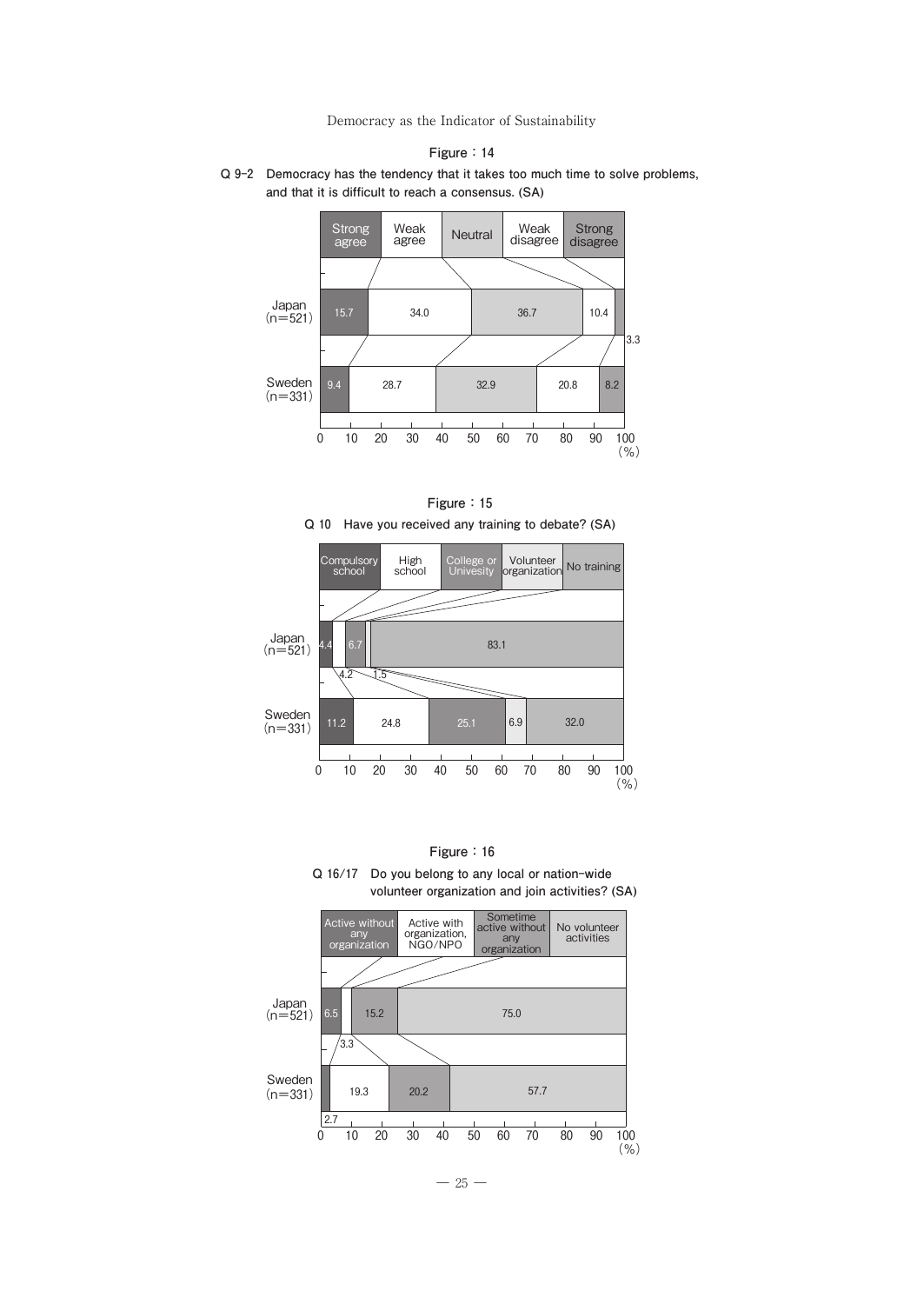**Figure：14**

**Q 9-2　Democracy has the tendency that it takes too much time to solve problems, and that it is difficult to reach a consensus. (SA)**

| | Strong agree | Weak agree | Neutral | Weak disagree | Strong disagree |
|---|---|---|---|---|---|
| Japan (n=521) | 15.7 | 34.0 | 36.7 | 10.4 | 3.3 |
| Sweden (n=331) | 9.4 | 28.7 | 32.9 | 20.8 | 8.2 |

**Figure：15**

**Q 10　Have you received any training to debate? (SA)**

| | Compulsory school | High school | College or Univesity | Volunteer organization | No training |
|---|---|---|---|---|---|
| Japan (n=521) | 4.4 | 4.2 | 6.7 | 1.5 | 83.1 |
| Sweden (n=331) | 11.2 | 24.8 | 25.1 | 6.9 | 32.0 |

**Figure：16**

**Q 16/17　Do you belong to any local or nation-wide volunteer organization and join activities? (SA)**

| | Active without any organization | Active with organization, NGO/NPO | Sometime active without any organization | No volunteer activities |
|---|---|---|---|---|
| Japan (n=521) | 6.5 | 3.3 | 15.2 | 75.0 |
| Sweden (n=331) | 2.7 | 19.3 | 20.2 | 57.7 |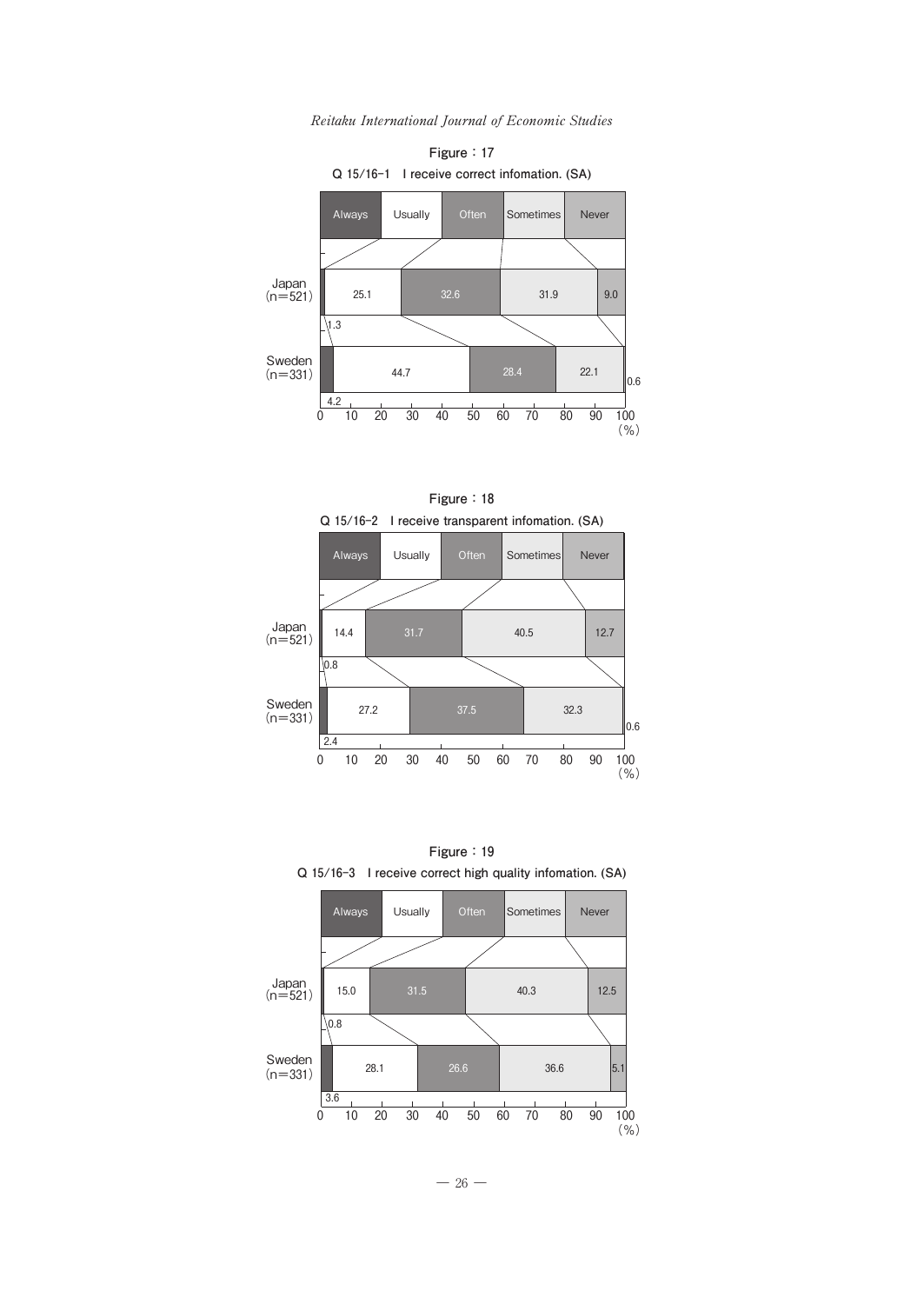**Figure：17**

**Q 15/16-1　I receive correct infomation. (SA)**

| | Always | Usually | Often | Sometimes | Never |
|---|---|---|---|---|---|
| Japan (n=521) | 1.3 | 25.1 | 32.6 | 31.9 | 9.0 |
| Sweden (n=331) | 4.2 | 44.7 | 28.4 | 22.1 | 0.6 |

**Figure：18**

**Q 15/16-2　I receive transparent infomation. (SA)**

| | Always | Usually | Often | Sometimes | Never |
|---|---|---|---|---|---|
| Japan (n=521) | 0.8 | 14.4 | 31.7 | 40.5 | 12.7 |
| Sweden (n=331) | 2.4 | 27.2 | 37.5 | 32.3 | 0.6 |

**Figure：19**

**Q 15/16-3　I receive correct high quality infomation. (SA)**

| | Always | Usually | Often | Sometimes | Never |
|---|---|---|---|---|---|
| Japan (n=521) | 0.8 | 15.0 | 31.5 | 40.3 | 12.5 |
| Sweden (n=331) | 3.6 | 28.1 | 26.6 | 36.6 | 5.1 |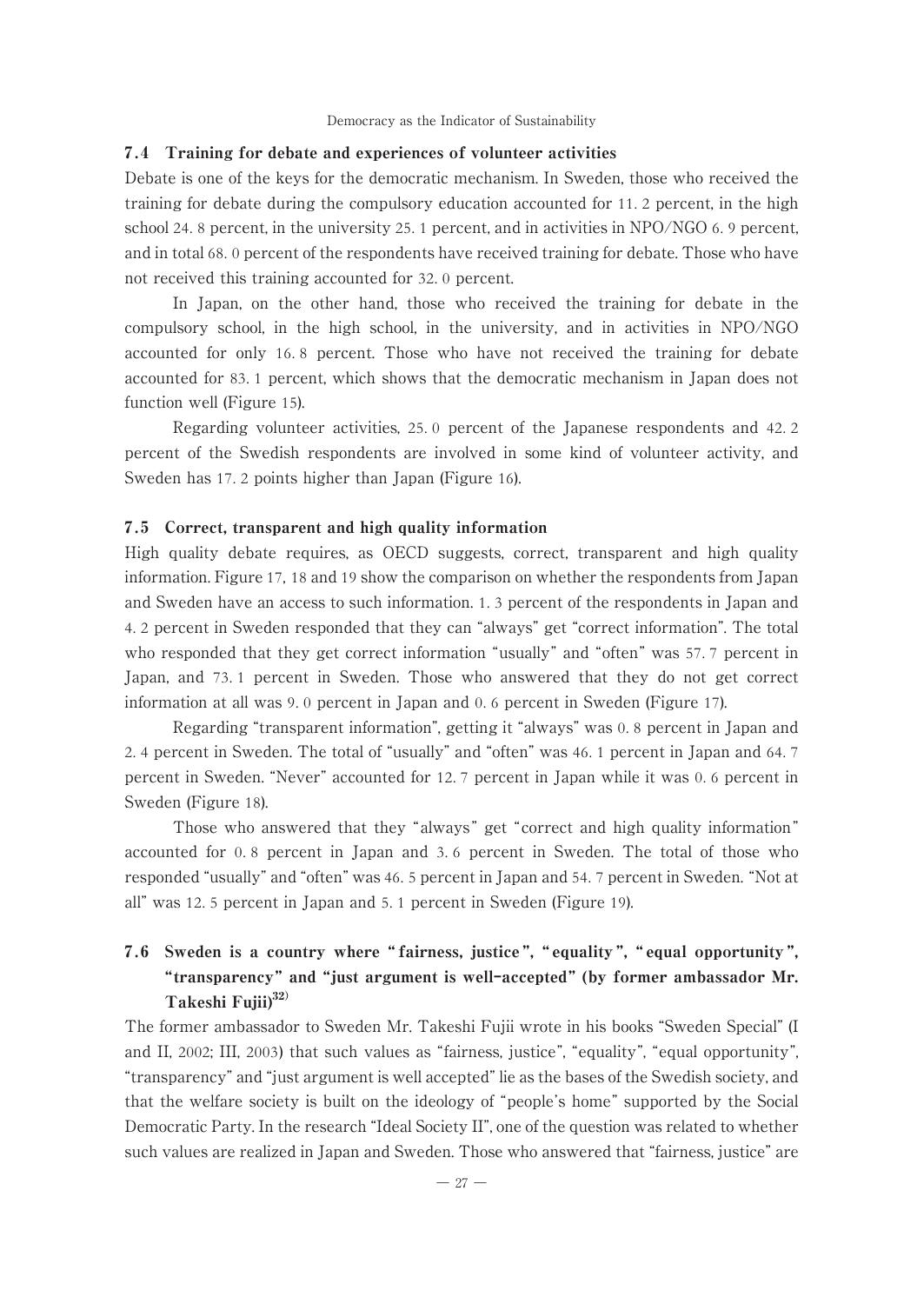### 7.4 Training for debate and experiences of volunteer activities

Debate is one of the keys for the democratic mechanism. In Sweden, those who received the training for debate during the compulsory education accounted for 11. 2 percent, in the high school 24. 8 percent, in the university 25. 1 percent, and in activities in NPO/NGO 6. 9 percent, and in total 68. 0 percent of the respondents have received training for debate. Those who have not received this training accounted for 32. 0 percent.

In Japan, on the other hand, those who received the training for debate in the compulsory school, in the high school, in the university, and in activities in NPO/NGO accounted for only 16. 8 percent. Those who have not received the training for debate accounted for 83. 1 percent, which shows that the democratic mechanism in Japan does not function well (Figure 15).

Regarding volunteer activities, 25. 0 percent of the Japanese respondents and 42. 2 percent of the Swedish respondents are involved in some kind of volunteer activity, and Sweden has 17. 2 points higher than Japan (Figure 16).

### 7.5 Correct, transparent and high quality information

High quality debate requires, as OECD suggests, correct, transparent and high quality information. Figure 17, 18 and 19 show the comparison on whether the respondents from Japan and Sweden have an access to such information. 1. 3 percent of the respondents in Japan and 4. 2 percent in Sweden responded that they can "always" get "correct information". The total who responded that they get correct information "usually" and "often" was 57. 7 percent in Japan, and 73. 1 percent in Sweden. Those who answered that they do not get correct information at all was 9. 0 percent in Japan and 0. 6 percent in Sweden (Figure 17).

Regarding "transparent information", getting it "always" was 0. 8 percent in Japan and 2. 4 percent in Sweden. The total of "usually" and "often" was 46. 1 percent in Japan and 64. 7 percent in Sweden. "Never" accounted for 12. 7 percent in Japan while it was 0. 6 percent in Sweden (Figure 18).

Those who answered that they "always" get "correct and high quality information" accounted for 0. 8 percent in Japan and 3. 6 percent in Sweden. The total of those who responded "usually" and "often" was 46. 5 percent in Japan and 54. 7 percent in Sweden. "Not at all" was 12. 5 percent in Japan and 5. 1 percent in Sweden (Figure 19).

### 7.6 Sweden is a country where "fairness, justice", "equality", "equal opportunity", "transparency" and "just argument is well-accepted" (by former ambassador Mr. Takeshi Fujii)[32]

The former ambassador to Sweden Mr. Takeshi Fujii wrote in his books "Sweden Special" (I and II, 2002; III, 2003) that such values as "fairness, justice", "equality", "equal opportunity", "transparency" and "just argument is well accepted" lie as the bases of the Swedish society, and that the welfare society is built on the ideology of "people's home" supported by the Social Democratic Party. In the research "Ideal Society II", one of the question was related to whether such values are realized in Japan and Sweden. Those who answered that "fairness, justice" are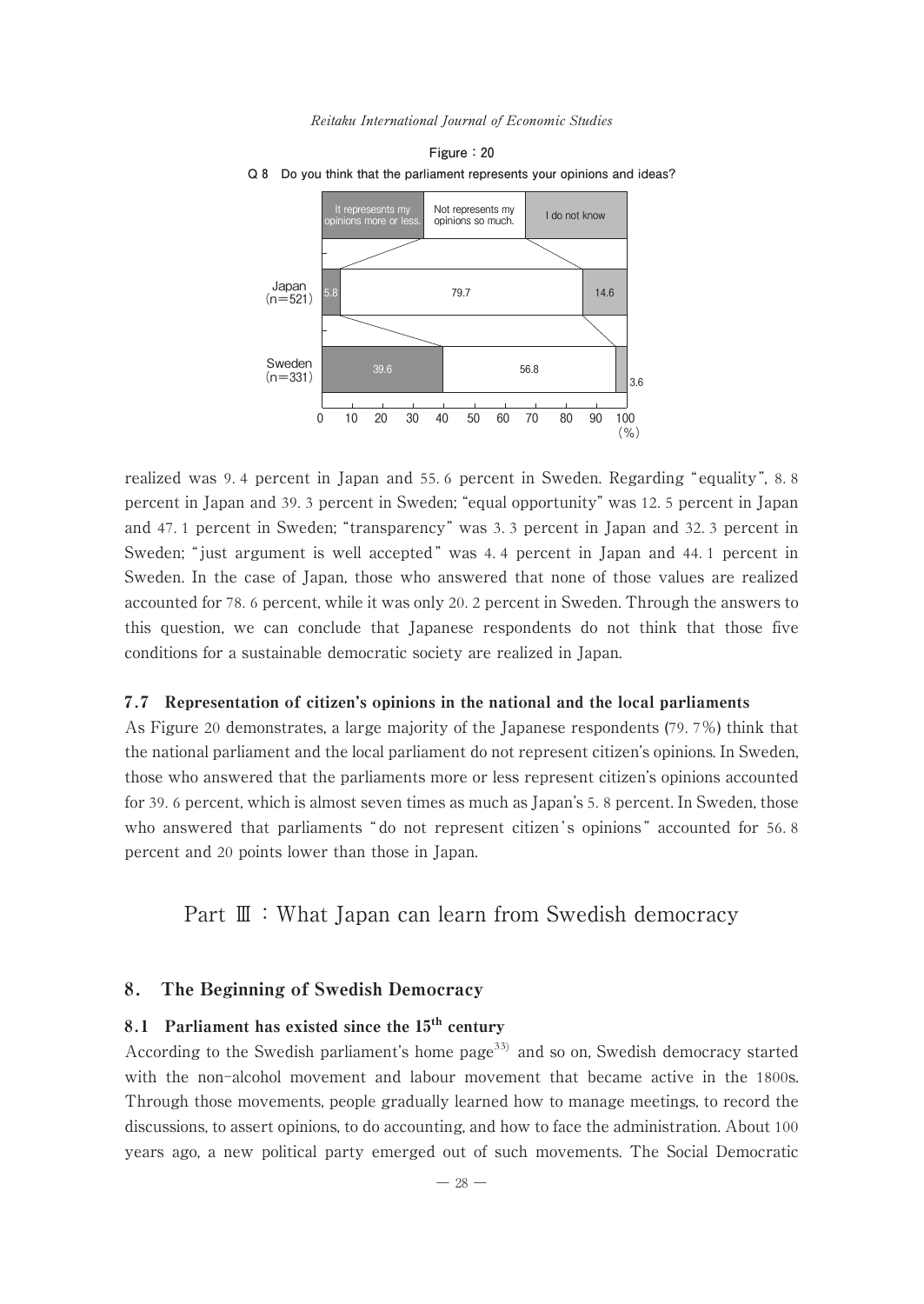Figure : 20

Q 8 Do you think that the parliament represents your opinions and ideas?

| | It represesnts my opinions more or less. | Not represents my opinions so much. | I do not know |
| --- | --- | --- | --- |
| Japan (n=521) | 5.8 | 79.7 | 14.6 |
| Sweden (n=331) | 39.6 | 56.8 | 3.6 |

realized was 9.4 percent in Japan and 55.6 percent in Sweden. Regarding "equality", 8.8 percent in Japan and 39.3 percent in Sweden; "equal opportunity" was 12.5 percent in Japan and 47.1 percent in Sweden; "transparency" was 3.3 percent in Japan and 32.3 percent in Sweden; "just argument is well accepted" was 4.4 percent in Japan and 44.1 percent in Sweden. In the case of Japan, those who answered that none of those values are realized accounted for 78.6 percent, while it was only 20.2 percent in Sweden. Through the answers to this question, we can conclude that Japanese respondents do not think that those five conditions for a sustainable democratic society are realized in Japan.

### 7.7 Representation of citizen's opinions in the national and the local parliaments

As Figure 20 demonstrates, a large majority of the Japanese respondents (79.7%) think that the national parliament and the local parliament do not represent citizen's opinions. In Sweden, those who answered that the parliaments more or less represent citizen's opinions accounted for 39.6 percent, which is almost seven times as much as Japan's 5.8 percent. In Sweden, those who answered that parliaments "do not represent citizen's opinions" accounted for 56.8 percent and 20 points lower than those in Japan.

# Part Ⅲ : What Japan can learn from Swedish democracy

## 8. The Beginning of Swedish Democracy

### 8.1 Parliament has existed since the 15th century

According to the Swedish parliament's home page[33] and so on, Swedish democracy started with the non-alcohol movement and labour movement that became active in the 1800s. Through those movements, people gradually learned how to manage meetings, to record the discussions, to assert opinions, to do accounting, and how to face the administration. About 100 years ago, a new political party emerged out of such movements. The Social Democratic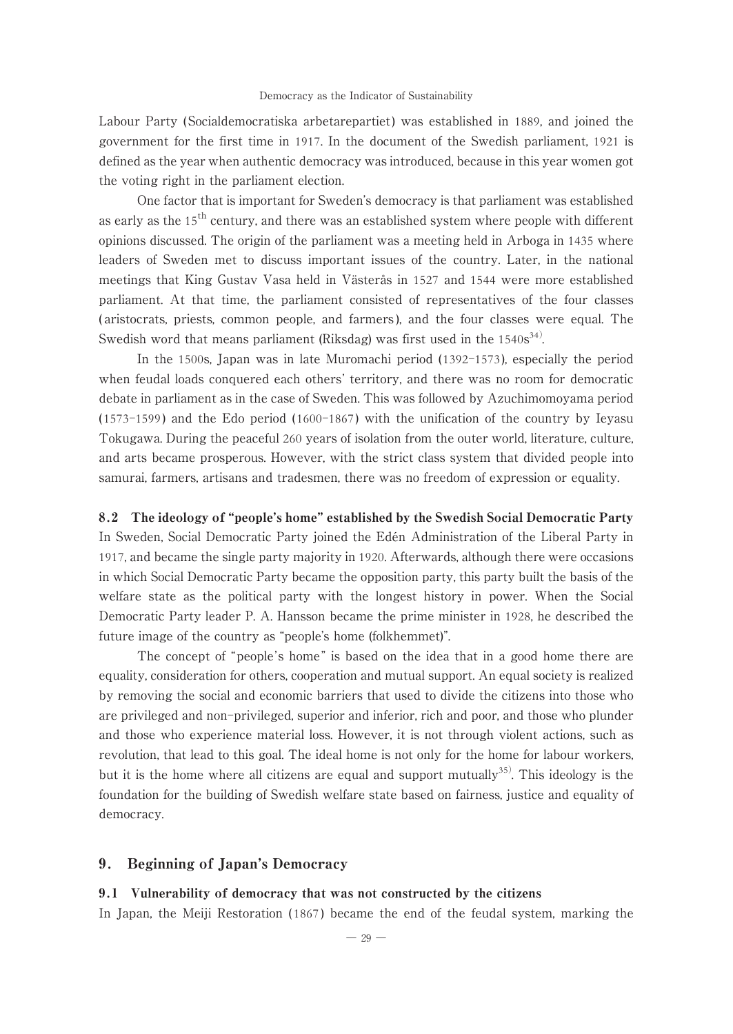Labour Party (Socialdemokratiska arbetarepartiet) was established in 1889, and joined the government for the first time in 1917. In the document of the Swedish parliament, 1921 is defined as the year when authentic democracy was introduced, because in this year women got the voting right in the parliament election.

One factor that is important for Sweden's democracy is that parliament was established as early as the 15th century, and there was an established system where people with different opinions discussed. The origin of the parliament was a meeting held in Arboga in 1435 where leaders of Sweden met to discuss important issues of the country. Later, in the national meetings that King Gustav Vasa held in Västerås in 1527 and 1544 were more established parliament. At that time, the parliament consisted of representatives of the four classes (aristocrats, priests, common people, and farmers), and the four classes were equal. The Swedish word that means parliament (Riksdag) was first used in the 1540s[34].

In the 1500s, Japan was in late Muromachi period (1392-1573), especially the period when feudal loads conquered each others' territory, and there was no room for democratic debate in parliament as in the case of Sweden. This was followed by Azuchimomoyama period (1573-1599) and the Edo period (1600-1867) with the unification of the country by Ieyasu Tokugawa. During the peaceful 260 years of isolation from the outer world, literature, culture, and arts became prosperous. However, with the strict class system that divided people into samurai, farmers, artisans and tradesmen, there was no freedom of expression or equality.

### 8.2 The ideology of "people's home" established by the Swedish Social Democratic Party

In Sweden, Social Democratic Party joined the Edén Administration of the Liberal Party in 1917, and became the single party majority in 1920. Afterwards, although there were occasions in which Social Democratic Party became the opposition party, this party built the basis of the welfare state as the political party with the longest history in power. When the Social Democratic Party leader P. A. Hansson became the prime minister in 1928, he described the future image of the country as "people's home (folkhemmet)".

The concept of "people's home" is based on the idea that in a good home there are equality, consideration for others, cooperation and mutual support. An equal society is realized by removing the social and economic barriers that used to divide the citizens into those who are privileged and non-privileged, superior and inferior, rich and poor, and those who plunder and those who experience material loss. However, it is not through violent actions, such as revolution, that lead to this goal. The ideal home is not only for the home for labour workers, but it is the home where all citizens are equal and support mutually[35]. This ideology is the foundation for the building of Swedish welfare state based on fairness, justice and equality of democracy.

## 9. Beginning of Japan's Democracy

### 9.1 Vulnerability of democracy that was not constructed by the citizens

In Japan, the Meiji Restoration (1867) became the end of the feudal system, marking the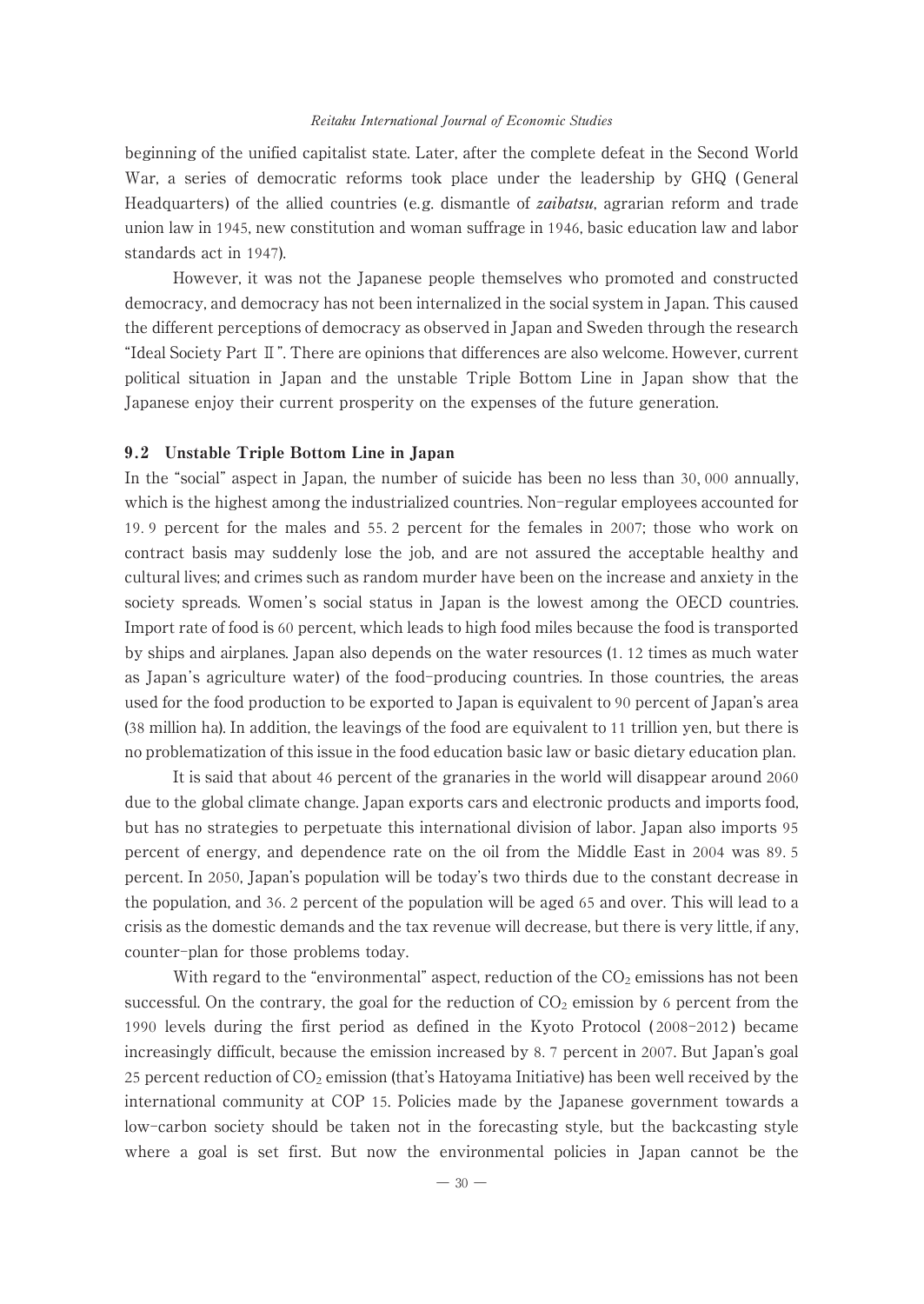beginning of the unified capitalist state. Later, after the complete defeat in the Second World War, a series of democratic reforms took place under the leadership by GHQ (General Headquarters) of the allied countries (e.g. dismantle of *zaibatsu*, agrarian reform and trade union law in 1945, new constitution and woman suffrage in 1946, basic education law and labor standards act in 1947).

However, it was not the Japanese people themselves who promoted and constructed democracy, and democracy has not been internalized in the social system in Japan. This caused the different perceptions of democracy as observed in Japan and Sweden through the research "Ideal Society Part Ⅱ". There are opinions that differences are also welcome. However, current political situation in Japan and the unstable Triple Bottom Line in Japan show that the Japanese enjoy their current prosperity on the expenses of the future generation.

### 9.2 Unstable Triple Bottom Line in Japan

In the "social" aspect in Japan, the number of suicide has been no less than 30,000 annually, which is the highest among the industrialized countries. Non-regular employees accounted for 19.9 percent for the males and 55.2 percent for the females in 2007; those who work on contract basis may suddenly lose the job, and are not assured the acceptable healthy and cultural lives; and crimes such as random murder have been on the increase and anxiety in the society spreads. Women's social status in Japan is the lowest among the OECD countries. Import rate of food is 60 percent, which leads to high food miles because the food is transported by ships and airplanes. Japan also depends on the water resources (1.12 times as much water as Japan's agriculture water) of the food-producing countries. In those countries, the areas used for the food production to be exported to Japan is equivalent to 90 percent of Japan's area (38 million ha). In addition, the leavings of the food are equivalent to 11 trillion yen, but there is no problematization of this issue in the food education basic law or basic dietary education plan.

It is said that about 46 percent of the granaries in the world will disappear around 2060 due to the global climate change. Japan exports cars and electronic products and imports food, but has no strategies to perpetuate this international division of labor. Japan also imports 95 percent of energy, and dependence rate on the oil from the Middle East in 2004 was 89.5 percent. In 2050, Japan's population will be today's two thirds due to the constant decrease in the population, and 36.2 percent of the population will be aged 65 and over. This will lead to a crisis as the domestic demands and the tax revenue will decrease, but there is very little, if any, counter-plan for those problems today.

With regard to the "environmental" aspect, reduction of the $CO_2$ emissions has not been successful. On the contrary, the goal for the reduction of $CO_2$ emission by 6 percent from the 1990 levels during the first period as defined in the Kyoto Protocol (2008-2012) became increasingly difficult, because the emission increased by 8.7 percent in 2007. But Japan's goal 25 percent reduction of $CO_2$ emission (that's Hatoyama Initiative) has been well received by the international community at COP 15. Policies made by the Japanese government towards a low-carbon society should be taken not in the forecasting style, but the backcasting style where a goal is set first. But now the environmental policies in Japan cannot be the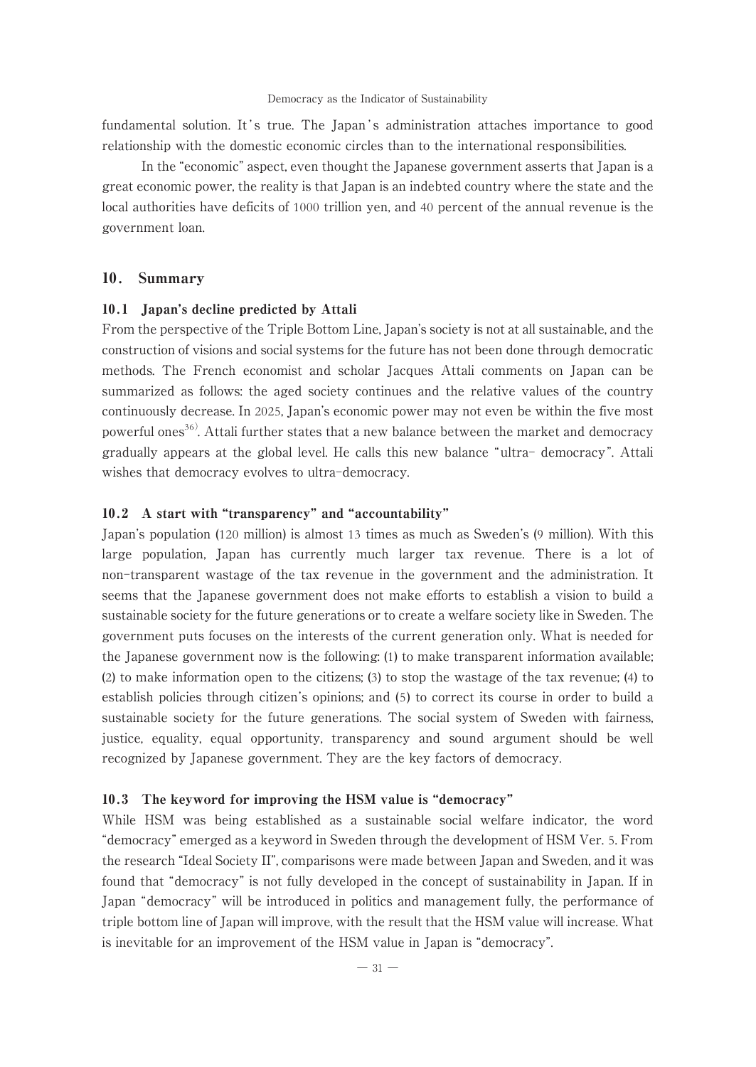fundamental solution. It's true. The Japan's administration attaches importance to good relationship with the domestic economic circles than to the international responsibilities.

In the "economic" aspect, even thought the Japanese government asserts that Japan is a great economic power, the reality is that Japan is an indebted country where the state and the local authorities have deficits of 1000 trillion yen, and 40 percent of the annual revenue is the government loan.

## 10. Summary

### 10.1 Japan's decline predicted by Attali

From the perspective of the Triple Bottom Line, Japan's society is not at all sustainable, and the construction of visions and social systems for the future has not been done through democratic methods. The French economist and scholar Jacques Attali comments on Japan can be summarized as follows: the aged society continues and the relative values of the country continuously decrease. In 2025, Japan's economic power may not even be within the five most powerful ones[36]. Attali further states that a new balance between the market and democracy gradually appears at the global level. He calls this new balance "ultra- democracy". Attali wishes that democracy evolves to ultra-democracy.

### 10.2 A start with "transparency" and "accountability"

Japan's population (120 million) is almost 13 times as much as Sweden's (9 million). With this large population, Japan has currently much larger tax revenue. There is a lot of non-transparent wastage of the tax revenue in the government and the administration. It seems that the Japanese government does not make efforts to establish a vision to build a sustainable society for the future generations or to create a welfare society like in Sweden. The government puts focuses on the interests of the current generation only. What is needed for the Japanese government now is the following: (1) to make transparent information available; (2) to make information open to the citizens; (3) to stop the wastage of the tax revenue; (4) to establish policies through citizen's opinions; and (5) to correct its course in order to build a sustainable society for the future generations. The social system of Sweden with fairness, justice, equality, equal opportunity, transparency and sound argument should be well recognized by Japanese government. They are the key factors of democracy.

### 10.3 The keyword for improving the HSM value is "democracy"

While HSM was being established as a sustainable social welfare indicator, the word "democracy" emerged as a keyword in Sweden through the development of HSM Ver. 5. From the research "Ideal Society II", comparisons were made between Japan and Sweden, and it was found that "democracy" is not fully developed in the concept of sustainability in Japan. If in Japan "democracy" will be introduced in politics and management fully, the performance of triple bottom line of Japan will improve, with the result that the HSM value will increase. What is inevitable for an improvement of the HSM value in Japan is "democracy".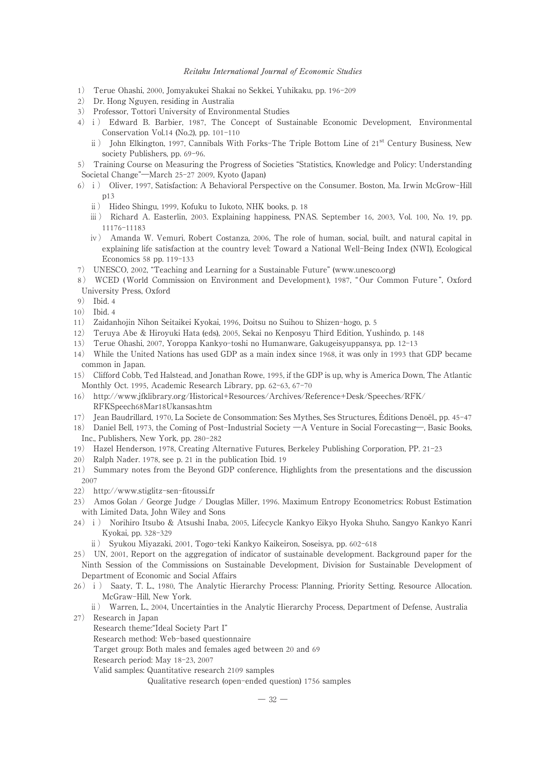1) Terue Ohashi, 2000, Jomyakukei Shakai no Sekkei, Yuhikaku, pp. 196-209
2) Dr. Hong Nguyen, residing in Australia
3) Professor, Tottori University of Environmental Studies
4) i ) Edward B. Barbier, 1987, The Concept of Sustainable Economic Development, Environmental Conservation Vol.14 (No.2), pp. 101-110
   ii ) John Elkington, 1997, Cannibals With Forks-The Triple Bottom Line of 21st Century Business, New society Publishers, pp. 69-96.
5) Training Course on Measuring the Progress of Societies "Statistics, Knowledge and Policy: Understanding Societal Change"—March 25-27 2009, Kyoto (Japan)
6) i ) Oliver, 1997, Satisfaction: A Behavioral Perspective on the Consumer. Boston, Ma. Irwin McGrow-Hill p13
   ii ) Hideo Shingu, 1999, Kofuku to Iukoto, NHK books, p. 18
   iii ) Richard A. Easterlin, 2003. Explaining happiness, PNAS. September 16, 2003, Vol. 100, No. 19, pp. 11176-11183
   iv ) Amanda W. Vemuri, Robert Costanza, 2006, The role of human, social, built, and natural capital in explaining life satisfaction at the country level: Toward a National Well-Being Index (NWI), Ecological Economics 58 pp. 119-133
7) UNESCO, 2002, "Teaching and Learning for a Sustainable Future" (www.unesco.org)
8) WCED (World Commission on Environment and Development), 1987, "Our Common Future", Oxford University Press, Oxford
9) Ibid. 4
10) Ibid. 4
11) Zaidanhojin Nihon Seitaikei Kyokai, 1996, Doitsu no Suihou to Shizen-hogo, p. 5
12) Teruya Abe & Hiroyuki Hata (eds), 2005, Sekai no Kenposyu Third Edition, Yushindo, p. 148
13) Terue Ohashi, 2007, Yoroppa Kankyo-toshi no Humanware, Gakugeisyuppansya, pp. 12-13
14) While the United Nations has used GDP as a main index since 1968, it was only in 1993 that GDP became common in Japan.
15) Clifford Cobb, Ted Halstead, and Jonathan Rowe, 1995, if the GDP is up, why is America Down, The Atlantic Monthly Oct. 1995, Academic Research Library, pp. 62-63, 67-70
16) http://www.jfklibrary.org/Historical+Resources/Archives/Reference+Desk/Speeches/RFK/RFKSpeech68Mar18Ukansas.htm
17) Jean Baudrillard, 1970, La Societe de Consommation: Ses Mythes, Ses Structures, Éditions Denoël., pp. 45-47
18) Daniel Bell, 1973, the Coming of Post-Industrial Society —A Venture in Social Forecasting—, Basic Books, Inc., Publishers, New York, pp. 280-282
19) Hazel Henderson, 1978, Creating Alternative Futures, Berkeley Publishing Corporation, PP. 21-23
20) Ralph Nader. 1978, see p. 21 in the publication Ibid. 19
21) Summary notes from the Beyond GDP conference, Highlights from the presentations and the discussion 2007
22) http://www.stiglitz-sen-fitoussi.fr
23) Amos Golan / George Judge / Douglas Miller, 1996. Maximum Entropy Econometrics: Robust Estimation with Limited Data, John Wiley and Sons
24) i ) Norihiro Itsubo & Atsushi Inaba, 2005, Lifecycle Kankyo Eikyo Hyoka Shuho, Sangyo Kankyo Kanri Kyokai, pp. 328-329
   ii ) Syukou Miyazaki, 2001, Togo-teki Kankyo Kaikeiron, Soseisya, pp. 602-618
25) UN, 2001, Report on the aggregation of indicator of sustainable development. Background paper for the Ninth Session of the Commissions on Sustainable Development, Division for Sustainable Development of Department of Economic and Social Affairs
26) i ) Saaty, T. L., 1980, The Analytic Hierarchy Process: Planning, Priority Setting, Resource Allocation. McGraw-Hill, New York.
   ii ) Warren, L., 2004, Uncertainties in the Analytic Hierarchy Process, Department of Defense, Australia
27) Research in Japan
   Research theme:"Ideal Society Part I"
   Research method: Web-based questionnaire
   Target group: Both males and females aged between 20 and 69
   Research period: May 18-23, 2007
   Valid samples: Quantitative research 2109 samples
   Qualitative research (open-ended question) 1756 samples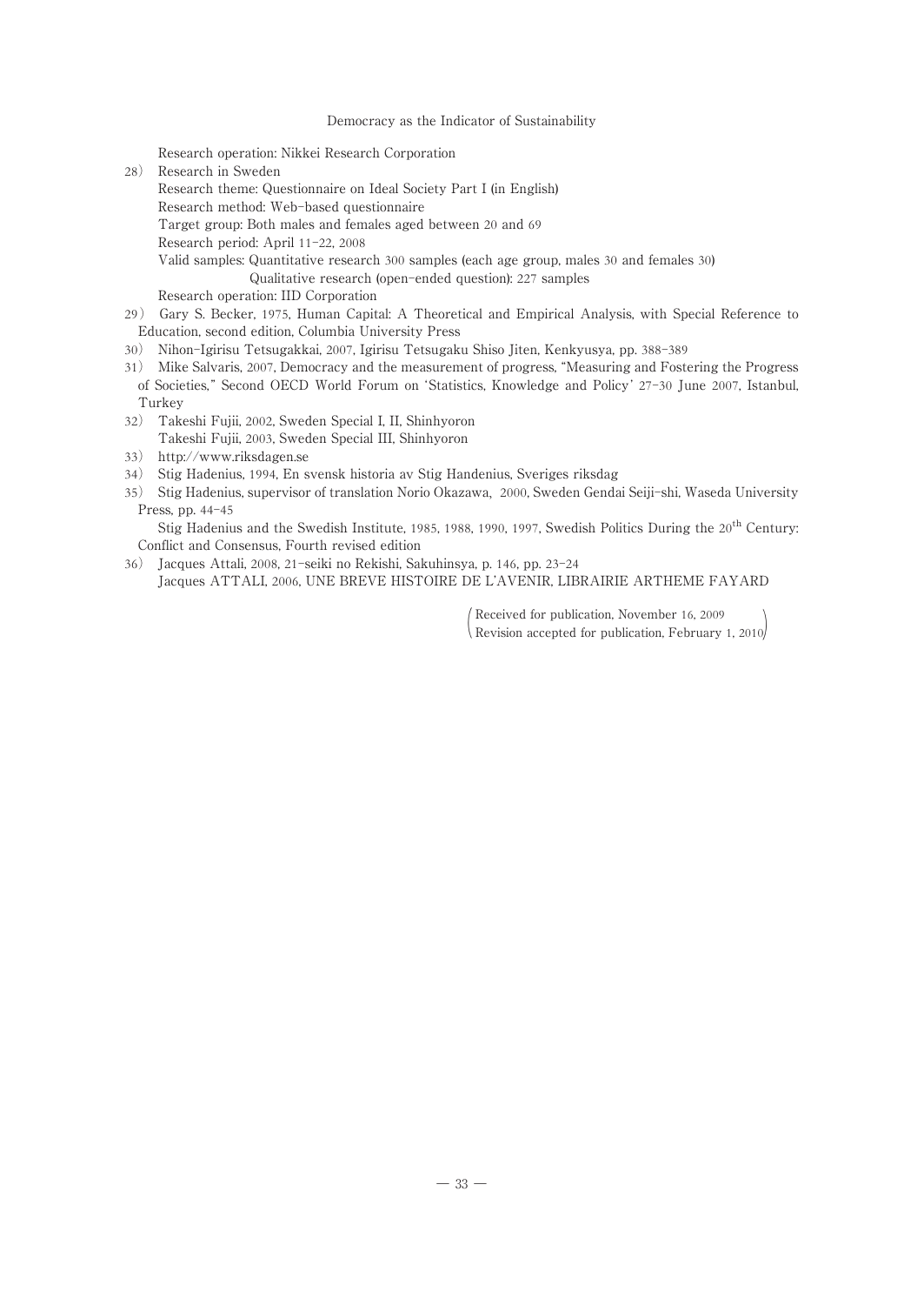Research operation: Nikkei Research Corporation

28) Research in Sweden
 Research theme: Questionnaire on Ideal Society Part I (in English)
 Research method: Web-based questionnaire
 Target group: Both males and females aged between 20 and 69
 Research period: April 11-22, 2008
 Valid samples: Quantitative research 300 samples (each age group, males 30 and females 30)
 Qualitative research (open-ended question): 227 samples
 Research operation: IID Corporation

29) Gary S. Becker, 1975, Human Capital: A Theoretical and Empirical Analysis, with Special Reference to Education, second edition, Columbia University Press

30) Nihon-Igirisu Tetsugakkai, 2007, Igirisu Tetsugaku Shiso Jiten, Kenkyusya, pp. 388-389

31) Mike Salvaris, 2007, Democracy and the measurement of progress, "Measuring and Fostering the Progress of Societies," Second OECD World Forum on 'Statistics, Knowledge and Policy' 27-30 June 2007, Istanbul, Turkey

32) Takeshi Fujii, 2002, Sweden Special I, II, Shinhyoron
 Takeshi Fujii, 2003, Sweden Special III, Shinhyoron

33) http://www.riksdagen.se

34) Stig Hadenius, 1994, En svensk historia av Stig Handenius, Sveriges riksdag

35) Stig Hadenius, supervisor of translation Norio Okazawa, 2000, Sweden Gendai Seiji-shi, Waseda University Press, pp. 44-45
 Stig Hadenius and the Swedish Institute, 1985, 1988, 1990, 1997, Swedish Politics During the 20th Century: Conflict and Consensus, Fourth revised edition

36) Jacques Attali, 2008, 21-seiki no Rekishi, Sakuhinsya, p. 146, pp. 23-24
 Jacques ATTALI, 2006, UNE BREVE HISTOIRE DE L'AVENIR, LIBRAIRIE ARTHEME FAYARD

(Received for publication, November 16, 2009
Revision accepted for publication, February 1, 2010)